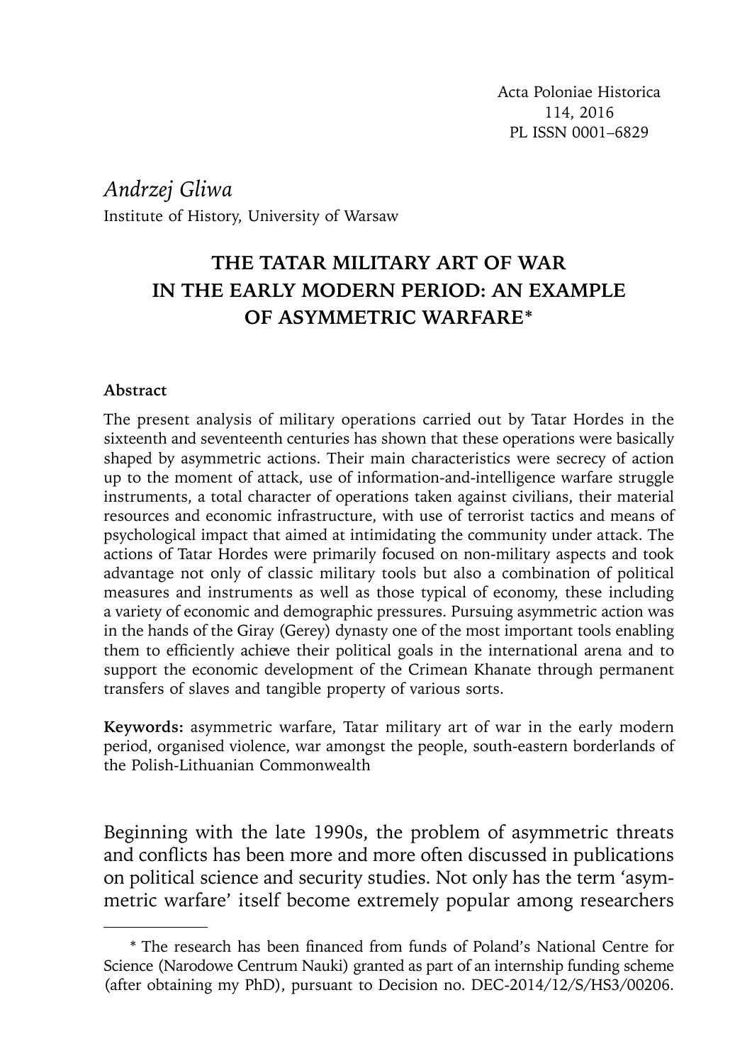Acta Poloniae Historica
114, 2016
PL ISSN 0001–6829

*Andrzej Gliwa*
Institute of History, University of Warsaw

# THE TATAR MILITARY ART OF WAR IN THE EARLY MODERN PERIOD: AN EXAMPLE OF ASYMMETRIC WARFARE*

**Abstract**

The present analysis of military operations carried out by Tatar Hordes in the sixteenth and seventeenth centuries has shown that these operations were basically shaped by asymmetric actions. Their main characteristics were secrecy of action up to the moment of attack, use of information-and-intelligence warfare struggle instruments, a total character of operations taken against civilians, their material resources and economic infrastructure, with use of terrorist tactics and means of psychological impact that aimed at intimidating the community under attack. The actions of Tatar Hordes were primarily focused on non-military aspects and took advantage not only of classic military tools but also a combination of political measures and instruments as well as those typical of economy, these including a variety of economic and demographic pressures. Pursuing asymmetric action was in the hands of the Giray (Gerey) dynasty one of the most important tools enabling them to efficiently achieve their political goals in the international arena and to support the economic development of the Crimean Khanate through permanent transfers of slaves and tangible property of various sorts.

**Keywords:** asymmetric warfare, Tatar military art of war in the early modern period, organised violence, war amongst the people, south-eastern borderlands of the Polish-Lithuanian Commonwealth

Beginning with the late 1990s, the problem of asymmetric threats and conflicts has been more and more often discussed in publications on political science and security studies. Not only has the term 'asymmetric warfare' itself become extremely popular among researchers

---

* The research has been financed from funds of Poland's National Centre for Science (Narodowe Centrum Nauki) granted as part of an internship funding scheme (after obtaining my PhD), pursuant to Decision no. DEC-2014/12/S/HS3/00206.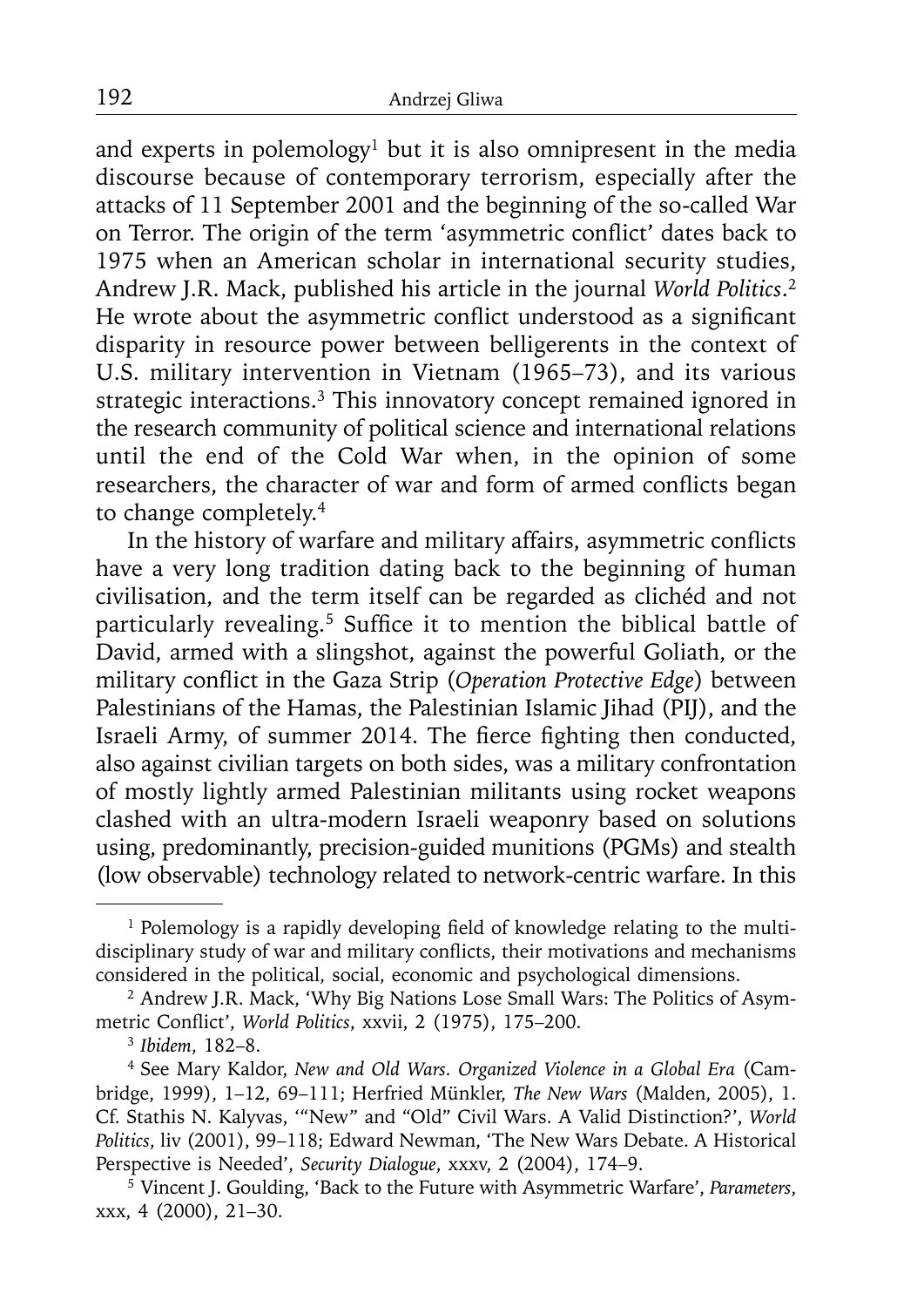and experts in polemology[1] but it is also omnipresent in the media discourse because of contemporary terrorism, especially after the attacks of 11 September 2001 and the beginning of the so-called War on Terror. The origin of the term 'asymmetric conflict' dates back to 1975 when an American scholar in international security studies, Andrew J.R. Mack, published his article in the journal *World Politics*.[2] He wrote about the asymmetric conflict understood as a significant disparity in resource power between belligerents in the context of U.S. military intervention in Vietnam (1965–73), and its various strategic interactions.[3] This innovatory concept remained ignored in the research community of political science and international relations until the end of the Cold War when, in the opinion of some researchers, the character of war and form of armed conflicts began to change completely.[4]

In the history of warfare and military affairs, asymmetric conflicts have a very long tradition dating back to the beginning of human civilisation, and the term itself can be regarded as clichéd and not particularly revealing.[5] Suffice it to mention the biblical battle of David, armed with a slingshot, against the powerful Goliath, or the military conflict in the Gaza Strip (*Operation Protective Edge*) between Palestinians of the Hamas, the Palestinian Islamic Jihad (PIJ), and the Israeli Army, of summer 2014. The fierce fighting then conducted, also against civilian targets on both sides, was a military confrontation of mostly lightly armed Palestinian militants using rocket weapons clashed with an ultra-modern Israeli weaponry based on solutions using, predominantly, precision-guided munitions (PGMs) and stealth (low observable) technology related to network-centric warfare. In this

---

[1] Polemology is a rapidly developing field of knowledge relating to the multidisciplinary study of war and military conflicts, their motivations and mechanisms considered in the political, social, economic and psychological dimensions.

[2] Andrew J.R. Mack, 'Why Big Nations Lose Small Wars: The Politics of Asymmetric Conflict', *World Politics*, xxvii, 2 (1975), 175–200.

[3] *Ibidem*, 182–8.

[4] See Mary Kaldor, *New and Old Wars. Organized Violence in a Global Era* (Cambridge, 1999), 1–12, 69–111; Herfried Münkler, *The New Wars* (Malden, 2005), 1. Cf. Stathis N. Kalyvas, '"New" and "Old" Civil Wars. A Valid Distinction?', *World Politics*, liv (2001), 99–118; Edward Newman, 'The New Wars Debate. A Historical Perspective is Needed', *Security Dialogue*, xxxv, 2 (2004), 174–9.

[5] Vincent J. Goulding, 'Back to the Future with Asymmetric Warfare', *Parameters*, xxx, 4 (2000), 21–30.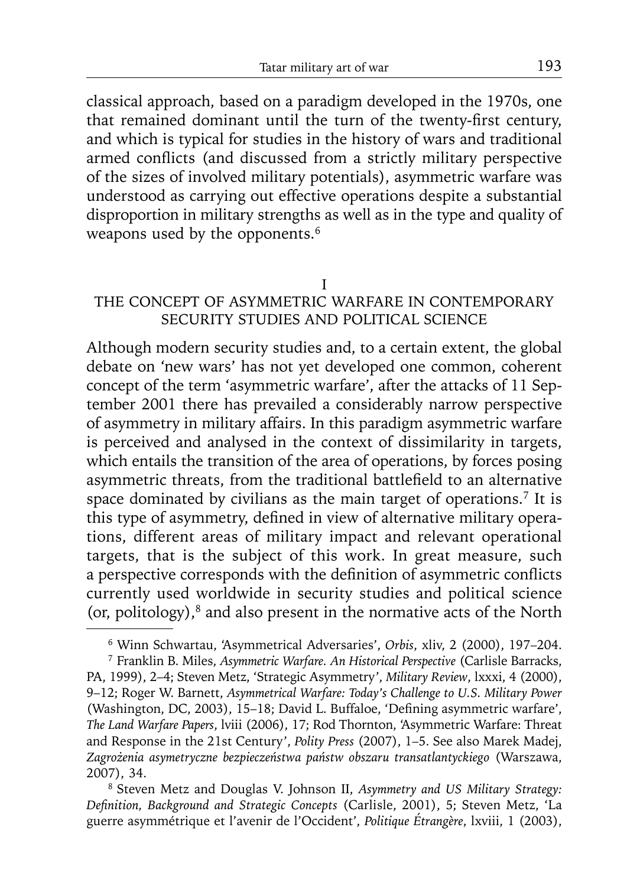classical approach, based on a paradigm developed in the 1970s, one that remained dominant until the turn of the twenty-first century, and which is typical for studies in the history of wars and traditional armed conflicts (and discussed from a strictly military perspective of the sizes of involved military potentials), asymmetric warfare was understood as carrying out effective operations despite a substantial disproportion in military strengths as well as in the type and quality of weapons used by the opponents.[6]

## I
## THE CONCEPT OF ASYMMETRIC WARFARE IN CONTEMPORARY SECURITY STUDIES AND POLITICAL SCIENCE

Although modern security studies and, to a certain extent, the global debate on 'new wars' has not yet developed one common, coherent concept of the term 'asymmetric warfare', after the attacks of 11 September 2001 there has prevailed a considerably narrow perspective of asymmetry in military affairs. In this paradigm asymmetric warfare is perceived and analysed in the context of dissimilarity in targets, which entails the transition of the area of operations, by forces posing asymmetric threats, from the traditional battlefield to an alternative space dominated by civilians as the main target of operations.[7] It is this type of asymmetry, defined in view of alternative military operations, different areas of military impact and relevant operational targets, that is the subject of this work. In great measure, such a perspective corresponds with the definition of asymmetric conflicts currently used worldwide in security studies and political science (or, politology),[8] and also present in the normative acts of the North

---

[6] Winn Schwartau, 'Asymmetrical Adversaries', *Orbis*, xliv, 2 (2000), 197–204.

[7] Franklin B. Miles, *Asymmetric Warfare. An Historical Perspective* (Carlisle Barracks, PA, 1999), 2–4; Steven Metz, 'Strategic Asymmetry', *Military Review*, lxxxi, 4 (2000), 9–12; Roger W. Barnett, *Asymmetrical Warfare: Today's Challenge to U.S. Military Power* (Washington, DC, 2003), 15–18; David L. Buffaloe, 'Defining asymmetric warfare', *The Land Warfare Papers*, lviii (2006), 17; Rod Thornton, 'Asymmetric Warfare: Threat and Response in the 21st Century', *Polity Press* (2007), 1–5. See also Marek Madej, *Zagrożenia asymetryczne bezpieczeństwa państw obszaru transatlantyckiego* (Warszawa, 2007), 34.

[8] Steven Metz and Douglas V. Johnson II, *Asymmetry and US Military Strategy: Definition, Background and Strategic Concepts* (Carlisle, 2001), 5; Steven Metz, 'La guerre asymmétrique et l'avenir de l'Occident', *Politique Étrangère*, lxviii, 1 (2003),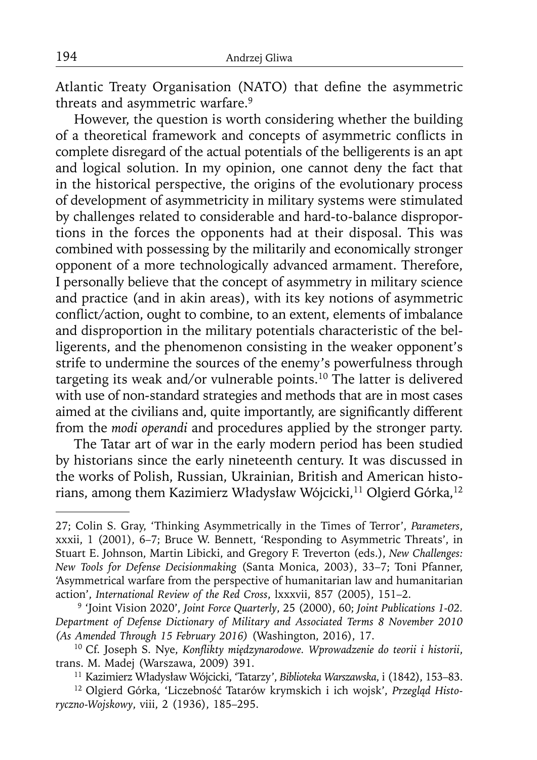Atlantic Treaty Organisation (NATO) that define the asymmetric threats and asymmetric warfare.[9]

However, the question is worth considering whether the building of a theoretical framework and concepts of asymmetric conflicts in complete disregard of the actual potentials of the belligerents is an apt and logical solution. In my opinion, one cannot deny the fact that in the historical perspective, the origins of the evolutionary process of development of asymmetricity in military systems were stimulated by challenges related to considerable and hard-to-balance disproportions in the forces the opponents had at their disposal. This was combined with possessing by the militarily and economically stronger opponent of a more technologically advanced armament. Therefore, I personally believe that the concept of asymmetry in military science and practice (and in akin areas), with its key notions of asymmetric conflict/action, ought to combine, to an extent, elements of imbalance and disproportion in the military potentials characteristic of the belligerents, and the phenomenon consisting in the weaker opponent's strife to undermine the sources of the enemy's powerfulness through targeting its weak and/or vulnerable points.[10] The latter is delivered with use of non-standard strategies and methods that are in most cases aimed at the civilians and, quite importantly, are significantly different from the *modi operandi* and procedures applied by the stronger party.

The Tatar art of war in the early modern period has been studied by historians since the early nineteenth century. It was discussed in the works of Polish, Russian, Ukrainian, British and American historians, among them Kazimierz Władysław Wójcicki,[11] Olgierd Górka,[12]

---

27; Colin S. Gray, 'Thinking Asymmetrically in the Times of Terror', *Parameters*, xxxii, 1 (2001), 6–7; Bruce W. Bennett, 'Responding to Asymmetric Threats', in Stuart E. Johnson, Martin Libicki, and Gregory F. Treverton (eds.), *New Challenges: New Tools for Defense Decisionmaking* (Santa Monica, 2003), 33–7; Toni Pfanner, 'Asymmetrical warfare from the perspective of humanitarian law and humanitarian action', *International Review of the Red Cross*, lxxxvii, 857 (2005), 151–2.

[9] 'Joint Vision 2020', *Joint Force Quarterly*, 25 (2000), 60; *Joint Publications 1-02. Department of Defense Dictionary of Military and Associated Terms 8 November 2010 (As Amended Through 15 February 2016)* (Washington, 2016), 17.

[10] Cf. Joseph S. Nye, *Konflikty międzynarodowe. Wprowadzenie do teorii i historii*, trans. M. Madej (Warszawa, 2009) 391.

[11] Kazimierz Władysław Wójcicki, 'Tatarzy', *Biblioteka Warszawska*, i (1842), 153–83.

[12] Olgierd Górka, 'Liczebność Tatarów krymskich i ich wojsk', *Przegląd Historyczno-Wojskowy*, viii, 2 (1936), 185–295.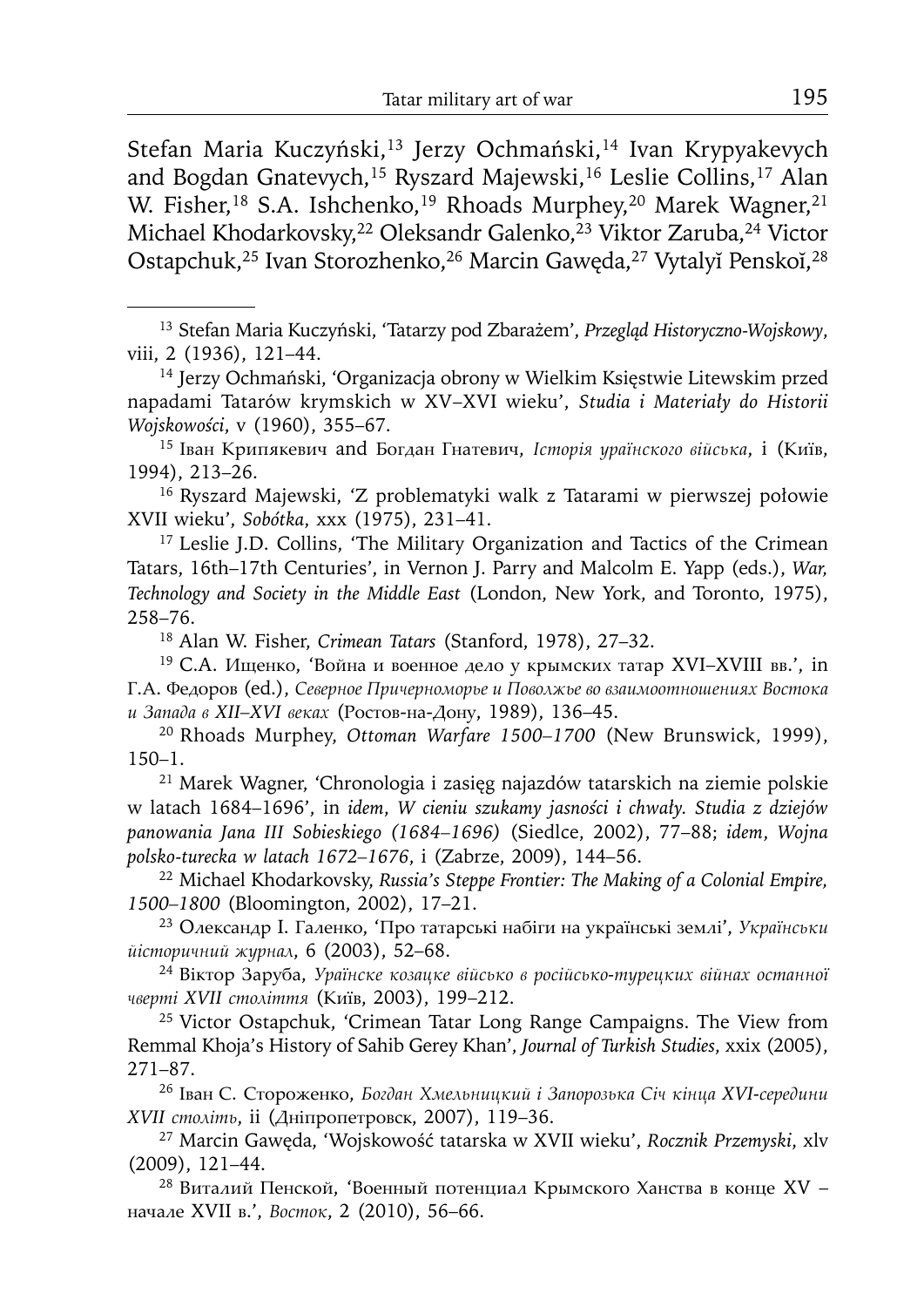Stefan Maria Kuczyński,[13] Jerzy Ochmański,[14] Ivan Krypyakevych and Bogdan Gnatevych,[15] Ryszard Majewski,[16] Leslie Collins,[17] Alan W. Fisher,[18] S.A. Ishchenko,[19] Rhoads Murphey,[20] Marek Wagner,[21] Michael Khodarkovsky,[22] Oleksandr Galenko,[23] Viktor Zaruba,[24] Victor Ostapchuk,[25] Ivan Storozhenko,[26] Marcin Gawęda,[27] Vytalyĭ Penskoĭ,[28]

---

[13] Stefan Maria Kuczyński, 'Tatarzy pod Zbarażem', *Przegląd Historyczno-Wojskowy*, viii, 2 (1936), 121–44.

[14] Jerzy Ochmański, 'Organizacja obrony w Wielkim Księstwie Litewskim przed napadami Tatarów krymskich w XV–XVI wieku', *Studia i Materiały do Historii Wojskowości*, v (1960), 355–67.

[15] Іван Крипякевич and Богдан Гнатевич, *Історія ураїнского війська*, i (Київ, 1994), 213–26.

[16] Ryszard Majewski, 'Z problematyki walk z Tatarami w pierwszej połowie XVII wieku', *Sobótka*, xxx (1975), 231–41.

[17] Leslie J.D. Collins, 'The Military Organization and Tactics of the Crimean Tatars, 16th–17th Centuries', in Vernon J. Parry and Malcolm E. Yapp (eds.), *War, Technology and Society in the Middle East* (London, New York, and Toronto, 1975), 258–76.

[18] Alan W. Fisher, *Crimean Tatars* (Stanford, 1978), 27–32.

[19] С.А. Ищенко, 'Война и военное дело у крымских татар XVI–XVIII вв.', in Г.А. Федоров (ed.), *Северное Причерноморье и Поволжье во взаимоотношениях Востока и Запада в XII–XVI веках* (Ростов-на-Дону, 1989), 136–45.

[20] Rhoads Murphey, *Ottoman Warfare 1500–1700* (New Brunswick, 1999), 150–1.

[21] Marek Wagner, 'Chronologia i zasięg najazdów tatarskich na ziemie polskie w latach 1684–1696', in *idem*, *W cieniu szukamy jasności i chwały. Studia z dziejów panowania Jana III Sobieskiego (1684–1696)* (Siedlce, 2002), 77–88; *idem*, *Wojna polsko-turecka w latach 1672–1676*, i (Zabrze, 2009), 144–56.

[22] Michael Khodarkovsky, *Russia's Steppe Frontier: The Making of a Colonial Empire, 1500–1800* (Bloomington, 2002), 17–21.

[23] Олександр І. Галенко, 'Про татарські набіги на українські землі', *Українськи йісторичний журнал*, 6 (2003), 52–68.

[24] Віктор Заруба, *Ураїнске козацке військо в російсько-турецких війнах останної чверті XVII століття* (Київ, 2003), 199–212.

[25] Victor Ostapchuk, 'Crimean Tatar Long Range Campaigns. The View from Remmal Khoja's History of Sahib Gerey Khan', *Journal of Turkish Studies*, xxix (2005), 271–87.

[26] Іван С. Стороженко, *Богдан Хмельницкий і Запорозька Січ кінца XVI-середини XVII століть*, ii (Дніпропетровск, 2007), 119–36.

[27] Marcin Gawęda, 'Wojskowość tatarska w XVII wieku', *Rocznik Przemyski*, xlv (2009), 121–44.

[28] Виталий Пенской, 'Военный потенциал Крымского Ханства в конце XV – начале XVII в.', *Восток*, 2 (2010), 56–66.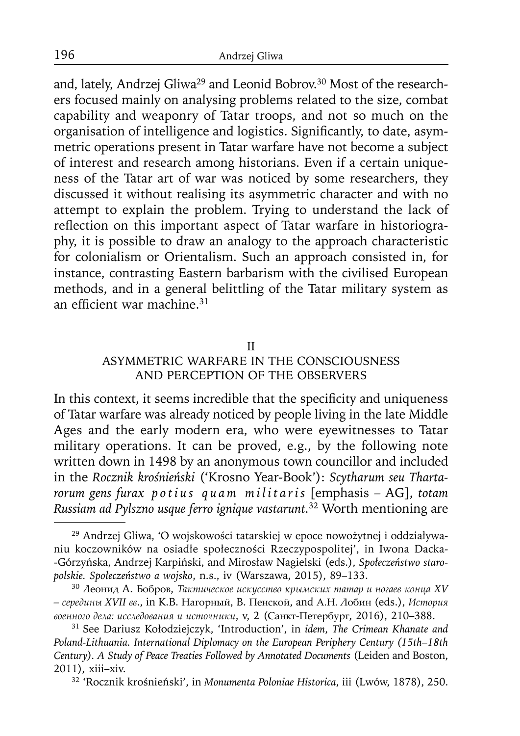and, lately, Andrzej Gliwa[29] and Leonid Bobrov.[30] Most of the researchers focused mainly on analysing problems related to the size, combat capability and weaponry of Tatar troops, and not so much on the organisation of intelligence and logistics. Significantly, to date, asymmetric operations present in Tatar warfare have not become a subject of interest and research among historians. Even if a certain uniqueness of the Tatar art of war was noticed by some researchers, they discussed it without realising its asymmetric character and with no attempt to explain the problem. Trying to understand the lack of reflection on this important aspect of Tatar warfare in historiography, it is possible to draw an analogy to the approach characteristic for colonialism or Orientalism. Such an approach consisted in, for instance, contrasting Eastern barbarism with the civilised European methods, and in a general belittling of the Tatar military system as an efficient war machine.[31]

## II
## ASYMMETRIC WARFARE IN THE CONSCIOUSNESS AND PERCEPTION OF THE OBSERVERS

In this context, it seems incredible that the specificity and uniqueness of Tatar warfare was already noticed by people living in the late Middle Ages and the early modern era, who were eyewitnesses to Tatar military operations. It can be proved, e.g., by the following note written down in 1498 by an anonymous town councillor and included in the *Rocznik krośnieński* ('Krosno Year-Book'): *Scytharum seu Thartarorum gens furax p o t i u s  q u a m  m i l i t a r i s* [emphasis – AG], *totam Russiam ad Pylszno usque ferro ignique vastarunt*.[32] Worth mentioning are

---

[29] Andrzej Gliwa, 'O wojskowości tatarskiej w epoce nowożytnej i oddziaływaniu koczowników na osiadłe społeczności Rzeczypospolitej', in Iwona Dacka-Górzyńska, Andrzej Karpiński, and Mirosław Nagielski (eds.), *Społeczeństwo staropolskie. Społeczeństwo a wojsko*, n.s., iv (Warszawa, 2015), 89–133.

[30] Леонид А. Бобров, *Тактическое искусство крымских татар и ногаев конца XV – середины XVII вв.*, in К.В. Нагорный, В. Пенской, and А.Н. Лобин (eds.), *История военного дела: исследования и источники*, v, 2 (Санкт-Петербург, 2016), 210–388.

[31] See Dariusz Kołodziejczyk, 'Introduction', in *idem*, *The Crimean Khanate and Poland-Lithuania. International Diplomacy on the European Periphery Century (15th–18th Century). A Study of Peace Treaties Followed by Annotated Documents* (Leiden and Boston, 2011), xiii–xiv.

[32] 'Rocznik krośnieński', in *Monumenta Poloniae Historica*, iii (Lwów, 1878), 250.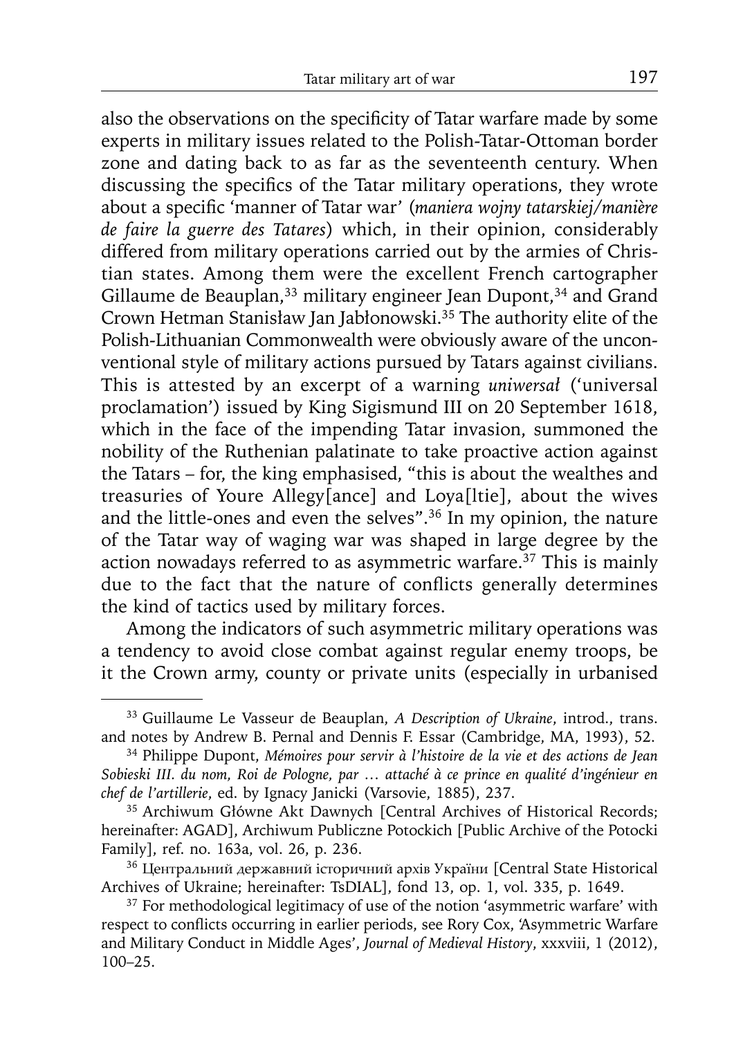also the observations on the specificity of Tatar warfare made by some experts in military issues related to the Polish-Tatar-Ottoman border zone and dating back to as far as the seventeenth century. When discussing the specifics of the Tatar military operations, they wrote about a specific 'manner of Tatar war' (*maniera wojny tatarskiej/manière de faire la guerre des Tatares*) which, in their opinion, considerably differed from military operations carried out by the armies of Christian states. Among them were the excellent French cartographer Gillaume de Beauplan,[33] military engineer Jean Dupont,[34] and Grand Crown Hetman Stanisław Jan Jabłonowski.[35] The authority elite of the Polish-Lithuanian Commonwealth were obviously aware of the unconventional style of military actions pursued by Tatars against civilians. This is attested by an excerpt of a warning *uniwersał* ('universal proclamation') issued by King Sigismund III on 20 September 1618, which in the face of the impending Tatar invasion, summoned the nobility of the Ruthenian palatinate to take proactive action against the Tatars – for, the king emphasised, "this is about the wealthes and treasuries of Youre Allegy[ance] and Loya[ltie], about the wives and the little-ones and even the selves".[36] In my opinion, the nature of the Tatar way of waging war was shaped in large degree by the action nowadays referred to as asymmetric warfare.[37] This is mainly due to the fact that the nature of conflicts generally determines the kind of tactics used by military forces.

Among the indicators of such asymmetric military operations was a tendency to avoid close combat against regular enemy troops, be it the Crown army, county or private units (especially in urbanised

---

[33] Guillaume Le Vasseur de Beauplan, *A Description of Ukraine*, introd., trans. and notes by Andrew B. Pernal and Dennis F. Essar (Cambridge, MA, 1993), 52.

[34] Philippe Dupont, *Mémoires pour servir à l'histoire de la vie et des actions de Jean Sobieski III. du nom, Roi de Pologne, par … attaché à ce prince en qualité d'ingénieur en chef de l'artillerie*, ed. by Ignacy Janicki (Varsovie, 1885), 237.

[35] Archiwum Główne Akt Dawnych [Central Archives of Historical Records; hereinafter: AGAD], Archiwum Publiczne Potockich [Public Archive of the Potocki Family], ref. no. 163a, vol. 26, p. 236.

[36] Центральний державний історичний архів України [Central State Historical Archives of Ukraine; hereinafter: TsDIAL], fond 13, op. 1, vol. 335, p. 1649.

[37] For methodological legitimacy of use of the notion 'asymmetric warfare' with respect to conflicts occurring in earlier periods, see Rory Cox, 'Asymmetric Warfare and Military Conduct in Middle Ages', *Journal of Medieval History*, xxxviii, 1 (2012), 100–25.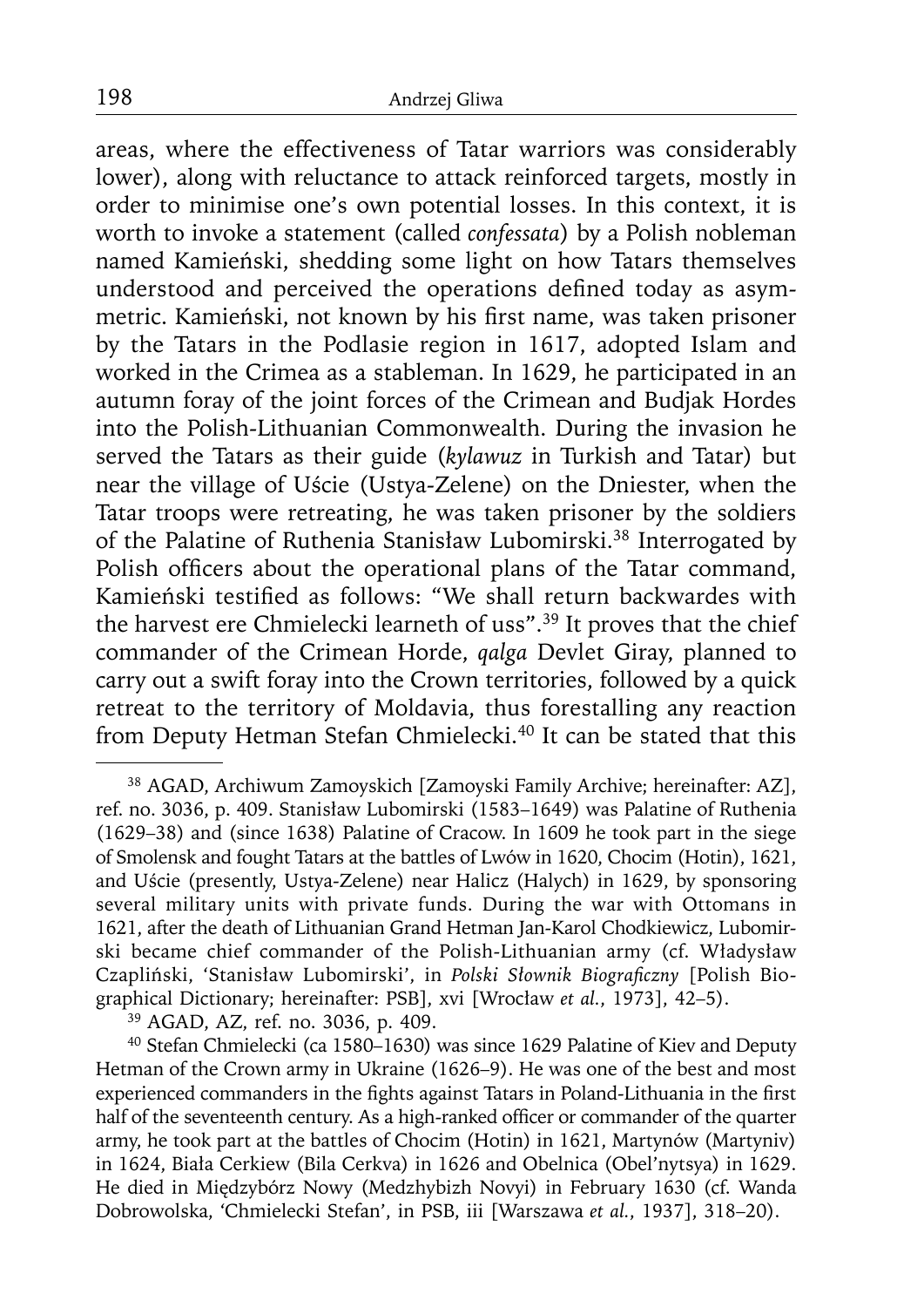areas, where the effectiveness of Tatar warriors was considerably lower), along with reluctance to attack reinforced targets, mostly in order to minimise one's own potential losses. In this context, it is worth to invoke a statement (called *confessata*) by a Polish nobleman named Kamieński, shedding some light on how Tatars themselves understood and perceived the operations defined today as asymmetric. Kamieński, not known by his first name, was taken prisoner by the Tatars in the Podlasie region in 1617, adopted Islam and worked in the Crimea as a stableman. In 1629, he participated in an autumn foray of the joint forces of the Crimean and Budjak Hordes into the Polish-Lithuanian Commonwealth. During the invasion he served the Tatars as their guide (*kylawuz* in Turkish and Tatar) but near the village of Uście (Ustya-Zelene) on the Dniester, when the Tatar troops were retreating, he was taken prisoner by the soldiers of the Palatine of Ruthenia Stanisław Lubomirski.[38] Interrogated by Polish officers about the operational plans of the Tatar command, Kamieński testified as follows: "We shall return backwardes with the harvest ere Chmielecki learneth of uss".[39] It proves that the chief commander of the Crimean Horde, *qalga* Devlet Giray, planned to carry out a swift foray into the Crown territories, followed by a quick retreat to the territory of Moldavia, thus forestalling any reaction from Deputy Hetman Stefan Chmielecki.[40] It can be stated that this

[38] AGAD, Archiwum Zamoyskich [Zamoyski Family Archive; hereinafter: AZ], ref. no. 3036, p. 409. Stanisław Lubomirski (1583–1649) was Palatine of Ruthenia (1629–38) and (since 1638) Palatine of Cracow. In 1609 he took part in the siege of Smolensk and fought Tatars at the battles of Lwów in 1620, Chocim (Hotin), 1621, and Uście (presently, Ustya-Zelene) near Halicz (Halych) in 1629, by sponsoring several military units with private funds. During the war with Ottomans in 1621, after the death of Lithuanian Grand Hetman Jan-Karol Chodkiewicz, Lubomirski became chief commander of the Polish-Lithuanian army (cf. Władysław Czapliński, 'Stanisław Lubomirski', in *Polski Słownik Biograficzny* [Polish Biographical Dictionary; hereinafter: PSB], xvi [Wrocław *et al.*, 1973], 42–5).

[39] AGAD, AZ, ref. no. 3036, p. 409.

[40] Stefan Chmielecki (ca 1580–1630) was since 1629 Palatine of Kiev and Deputy Hetman of the Crown army in Ukraine (1626–9). He was one of the best and most experienced commanders in the fights against Tatars in Poland-Lithuania in the first half of the seventeenth century. As a high-ranked officer or commander of the quarter army, he took part at the battles of Chocim (Hotin) in 1621, Martynów (Martyniv) in 1624, Biała Cerkiew (Bila Cerkva) in 1626 and Obelnica (Obel'nytsya) in 1629. He died in Międzybórz Nowy (Medzhybizh Novyi) in February 1630 (cf. Wanda Dobrowolska, 'Chmielecki Stefan', in PSB, iii [Warszawa *et al.*, 1937], 318–20).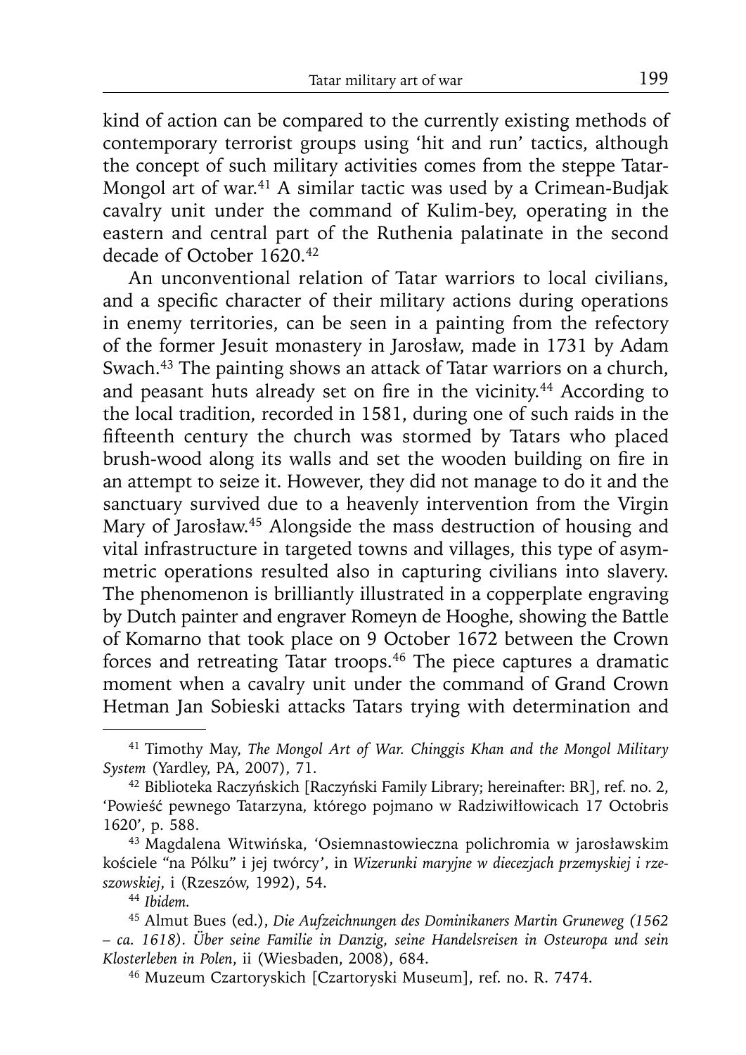kind of action can be compared to the currently existing methods of contemporary terrorist groups using 'hit and run' tactics, although the concept of such military activities comes from the steppe Tatar-Mongol art of war.[41] A similar tactic was used by a Crimean-Budjak cavalry unit under the command of Kulim-bey, operating in the eastern and central part of the Ruthenia palatinate in the second decade of October 1620.[42]

An unconventional relation of Tatar warriors to local civilians, and a specific character of their military actions during operations in enemy territories, can be seen in a painting from the refectory of the former Jesuit monastery in Jarosław, made in 1731 by Adam Swach.[43] The painting shows an attack of Tatar warriors on a church, and peasant huts already set on fire in the vicinity.[44] According to the local tradition, recorded in 1581, during one of such raids in the fifteenth century the church was stormed by Tatars who placed brush-wood along its walls and set the wooden building on fire in an attempt to seize it. However, they did not manage to do it and the sanctuary survived due to a heavenly intervention from the Virgin Mary of Jarosław.[45] Alongside the mass destruction of housing and vital infrastructure in targeted towns and villages, this type of asymmetric operations resulted also in capturing civilians into slavery. The phenomenon is brilliantly illustrated in a copperplate engraving by Dutch painter and engraver Romeyn de Hooghe, showing the Battle of Komarno that took place on 9 October 1672 between the Crown forces and retreating Tatar troops.[46] The piece captures a dramatic moment when a cavalry unit under the command of Grand Crown Hetman Jan Sobieski attacks Tatars trying with determination and

---

[41] Timothy May, *The Mongol Art of War. Chinggis Khan and the Mongol Military System* (Yardley, PA, 2007), 71.

[42] Biblioteka Raczyńskich [Raczyński Family Library; hereinafter: BR], ref. no. 2, 'Powieść pewnego Tatarzyna, którego pojmano w Radziwiłłowicach 17 Octobris 1620', p. 588.

[43] Magdalena Witwińska, 'Osiemnastowieczna polichromia w jarosławskim kościele "na Pólku" i jej twórcy', in *Wizerunki maryjne w diecezjach przemyskiej i rzeszowskiej*, i (Rzeszów, 1992), 54.

[44] *Ibidem.*

[45] Almut Bues (ed.), *Die Aufzeichnungen des Dominikaners Martin Gruneweg (1562 – ca. 1618). Über seine Familie in Danzig, seine Handelsreisen in Osteuropa und sein Klosterleben in Polen*, ii (Wiesbaden, 2008), 684.

[46] Muzeum Czartoryskich [Czartoryski Museum], ref. no. R. 7474.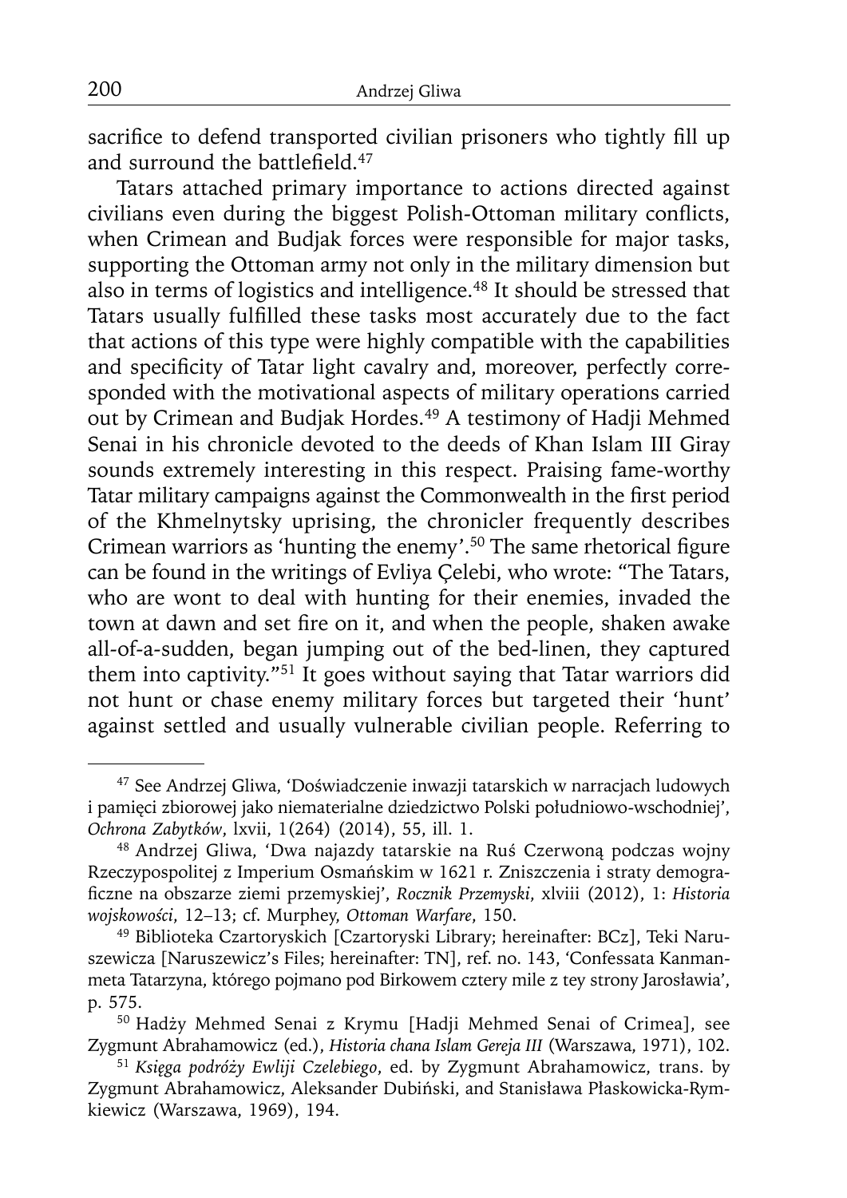sacrifice to defend transported civilian prisoners who tightly fill up and surround the battlefield.[47]

Tatars attached primary importance to actions directed against civilians even during the biggest Polish-Ottoman military conflicts, when Crimean and Budjak forces were responsible for major tasks, supporting the Ottoman army not only in the military dimension but also in terms of logistics and intelligence.[48] It should be stressed that Tatars usually fulfilled these tasks most accurately due to the fact that actions of this type were highly compatible with the capabilities and specificity of Tatar light cavalry and, moreover, perfectly corresponded with the motivational aspects of military operations carried out by Crimean and Budjak Hordes.[49] A testimony of Hadji Mehmed Senai in his chronicle devoted to the deeds of Khan Islam III Giray sounds extremely interesting in this respect. Praising fame-worthy Tatar military campaigns against the Commonwealth in the first period of the Khmelnytsky uprising, the chronicler frequently describes Crimean warriors as 'hunting the enemy'.[50] The same rhetorical figure can be found in the writings of Evliya Çelebi, who wrote: "The Tatars, who are wont to deal with hunting for their enemies, invaded the town at dawn and set fire on it, and when the people, shaken awake all-of-a-sudden, began jumping out of the bed-linen, they captured them into captivity."[51] It goes without saying that Tatar warriors did not hunt or chase enemy military forces but targeted their 'hunt' against settled and usually vulnerable civilian people. Referring to

---

[47] See Andrzej Gliwa, 'Doświadczenie inwazji tatarskich w narracjach ludowych i pamięci zbiorowej jako niematerialne dziedzictwo Polski południowo-wschodniej', *Ochrona Zabytków*, lxvii, 1(264) (2014), 55, ill. 1.

[48] Andrzej Gliwa, 'Dwa najazdy tatarskie na Ruś Czerwoną podczas wojny Rzeczypospolitej z Imperium Osmańskim w 1621 r. Zniszczenia i straty demograficzne na obszarze ziemi przemyskiej', *Rocznik Przemyski*, xlviii (2012), 1: *Historia wojskowości*, 12–13; cf. Murphey, *Ottoman Warfare*, 150.

[49] Biblioteka Czartoryskich [Czartoryski Library; hereinafter: BCz], Teki Naruszewicza [Naruszewicz's Files; hereinafter: TN], ref. no. 143, 'Confessata Kanmanmeta Tatarzyna, którego pojmano pod Birkowem cztery mile z tey strony Jarosławia', p. 575.

[50] Hadży Mehmed Senai z Krymu [Hadji Mehmed Senai of Crimea], see Zygmunt Abrahamowicz (ed.), *Historia chana Islam Gereja III* (Warszawa, 1971), 102.

[51] *Księga podróży Ewliji Czelebiego*, ed. by Zygmunt Abrahamowicz, trans. by Zygmunt Abrahamowicz, Aleksander Dubiński, and Stanisława Płaskowicka-Rymkiewicz (Warszawa, 1969), 194.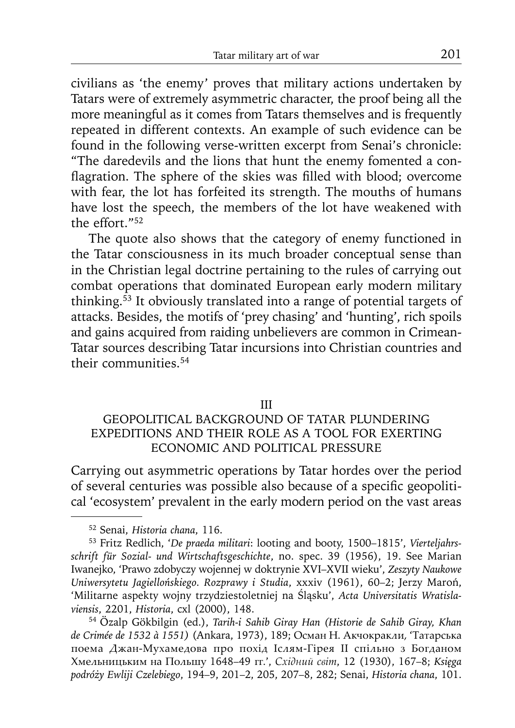civilians as 'the enemy' proves that military actions undertaken by Tatars were of extremely asymmetric character, the proof being all the more meaningful as it comes from Tatars themselves and is frequently repeated in different contexts. An example of such evidence can be found in the following verse-written excerpt from Senai's chronicle: "The daredevils and the lions that hunt the enemy fomented a conflagration. The sphere of the skies was filled with blood; overcome with fear, the lot has forfeited its strength. The mouths of humans have lost the speech, the members of the lot have weakened with the effort."[52]

The quote also shows that the category of enemy functioned in the Tatar consciousness in its much broader conceptual sense than in the Christian legal doctrine pertaining to the rules of carrying out combat operations that dominated European early modern military thinking.[53] It obviously translated into a range of potential targets of attacks. Besides, the motifs of 'prey chasing' and 'hunting', rich spoils and gains acquired from raiding unbelievers are common in Crimean-Tatar sources describing Tatar incursions into Christian countries and their communities.[54]

## III
## GEOPOLITICAL BACKGROUND OF TATAR PLUNDERING EXPEDITIONS AND THEIR ROLE AS A TOOL FOR EXERTING ECONOMIC AND POLITICAL PRESSURE

Carrying out asymmetric operations by Tatar hordes over the period of several centuries was possible also because of a specific geopolitical 'ecosystem' prevalent in the early modern period on the vast areas

---

[52] Senai, *Historia chana*, 116.

[53] Fritz Redlich, '*De praeda militari*: looting and booty, 1500–1815', *Vierteljahrsschrift für Sozial- und Wirtschaftsgeschichte*, no. spec. 39 (1956), 19. See Marian Iwanejko, 'Prawo zdobyczy wojennej w doktrynie XVI–XVII wieku', *Zeszyty Naukowe Uniwersytetu Jagiellońskiego. Rozprawy i Studia*, xxxiv (1961), 60–2; Jerzy Maroń, 'Militarne aspekty wojny trzydziestoletniej na Śląsku', *Acta Universitatis Wratislaviensis*, 2201, *Historia*, cxl (2000), 148.

[54] Özalp Gökbilgin (ed.), *Tarih-i Sahib Giray Han (Historie de Sahib Giray, Khan de Crimée de 1532 à 1551)* (Ankara, 1973), 189; Осман Н. Акчокракли, 'Татарська поема Джан-Мухамедова про похід Іслям-Гірея II спільно з Богданом Хмельницьким на Польщу 1648–49 гг.', *Східний світ*, 12 (1930), 167–8; *Księga podróży Ewliji Czelebiego*, 194–9, 201–2, 205, 207–8, 282; Senai, *Historia chana*, 101.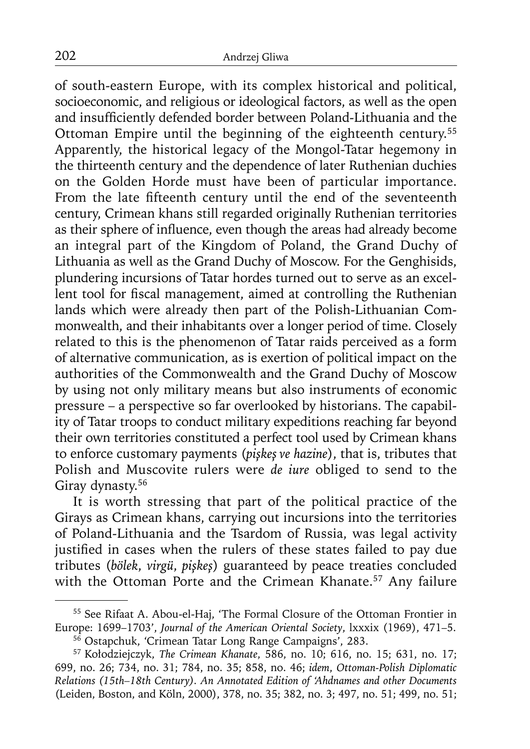of south-eastern Europe, with its complex historical and political, socioeconomic, and religious or ideological factors, as well as the open and insufficiently defended border between Poland-Lithuania and the Ottoman Empire until the beginning of the eighteenth century.[55] Apparently, the historical legacy of the Mongol-Tatar hegemony in the thirteenth century and the dependence of later Ruthenian duchies on the Golden Horde must have been of particular importance. From the late fifteenth century until the end of the seventeenth century, Crimean khans still regarded originally Ruthenian territories as their sphere of influence, even though the areas had already become an integral part of the Kingdom of Poland, the Grand Duchy of Lithuania as well as the Grand Duchy of Moscow. For the Genghisids, plundering incursions of Tatar hordes turned out to serve as an excellent tool for fiscal management, aimed at controlling the Ruthenian lands which were already then part of the Polish-Lithuanian Commonwealth, and their inhabitants over a longer period of time. Closely related to this is the phenomenon of Tatar raids perceived as a form of alternative communication, as is exertion of political impact on the authorities of the Commonwealth and the Grand Duchy of Moscow by using not only military means but also instruments of economic pressure – a perspective so far overlooked by historians. The capability of Tatar troops to conduct military expeditions reaching far beyond their own territories constituted a perfect tool used by Crimean khans to enforce customary payments (*pişkeş ve hazine*), that is, tributes that Polish and Muscovite rulers were *de iure* obliged to send to the Giray dynasty.[56]

It is worth stressing that part of the political practice of the Girays as Crimean khans, carrying out incursions into the territories of Poland-Lithuania and the Tsardom of Russia, was legal activity justified in cases when the rulers of these states failed to pay due tributes (*bölek*, *virgü*, *pişkeş*) guaranteed by peace treaties concluded with the Ottoman Porte and the Crimean Khanate.[57] Any failure

---

[55] See Rifaat A. Abou-el-Haj, 'The Formal Closure of the Ottoman Frontier in Europe: 1699–1703', *Journal of the American Oriental Society*, lxxxix (1969), 471–5.

[56] Ostapchuk, 'Crimean Tatar Long Range Campaigns', 283.

[57] Kołodziejczyk, *The Crimean Khanate*, 586, no. 10; 616, no. 15; 631, no. 17; 699, no. 26; 734, no. 31; 784, no. 35; 858, no. 46; *idem*, *Ottoman-Polish Diplomatic Relations (15th–18th Century). An Annotated Edition of 'Ahdnames and other Documents* (Leiden, Boston, and Köln, 2000), 378, no. 35; 382, no. 3; 497, no. 51; 499, no. 51;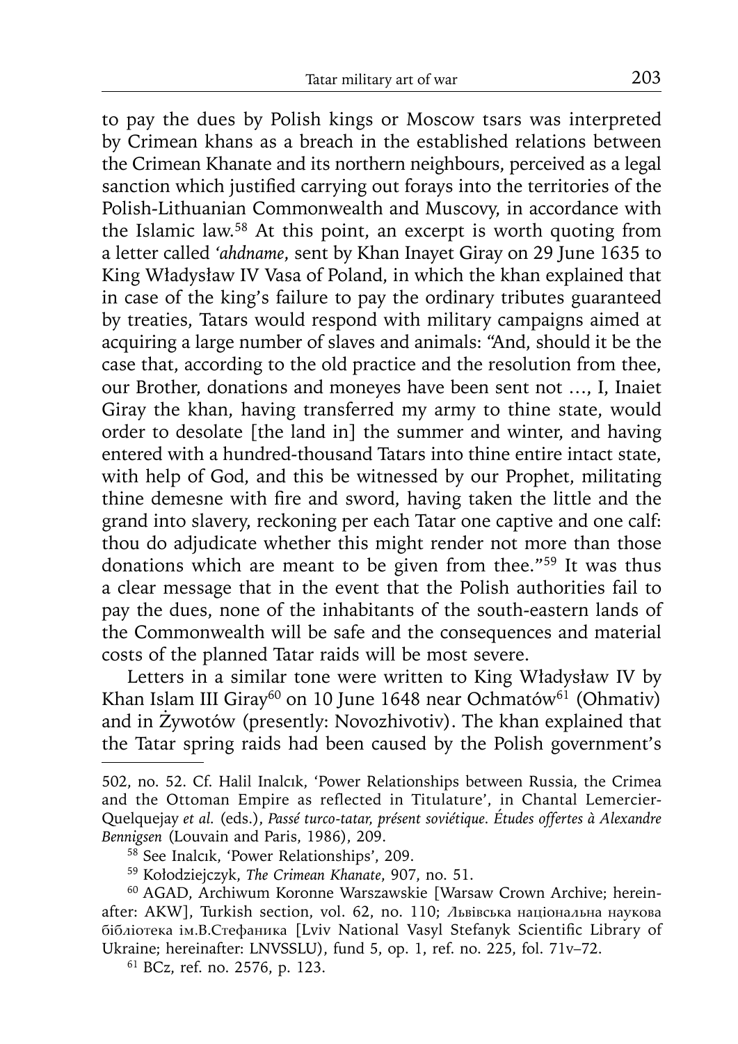to pay the dues by Polish kings or Moscow tsars was interpreted by Crimean khans as a breach in the established relations between the Crimean Khanate and its northern neighbours, perceived as a legal sanction which justified carrying out forays into the territories of the Polish-Lithuanian Commonwealth and Muscovy, in accordance with the Islamic law.[58] At this point, an excerpt is worth quoting from a letter called *'ahdname*, sent by Khan Inayet Giray on 29 June 1635 to King Władysław IV Vasa of Poland, in which the khan explained that in case of the king's failure to pay the ordinary tributes guaranteed by treaties, Tatars would respond with military campaigns aimed at acquiring a large number of slaves and animals: "And, should it be the case that, according to the old practice and the resolution from thee, our Brother, donations and moneyes have been sent not …, I, Inaiet Giray the khan, having transferred my army to thine state, would order to desolate [the land in] the summer and winter, and having entered with a hundred-thousand Tatars into thine entire intact state, with help of God, and this be witnessed by our Prophet, militating thine demesne with fire and sword, having taken the little and the grand into slavery, reckoning per each Tatar one captive and one calf: thou do adjudicate whether this might render not more than those donations which are meant to be given from thee."[59] It was thus a clear message that in the event that the Polish authorities fail to pay the dues, none of the inhabitants of the south-eastern lands of the Commonwealth will be safe and the consequences and material costs of the planned Tatar raids will be most severe.

Letters in a similar tone were written to King Władysław IV by Khan Islam III Giray[60] on 10 June 1648 near Ochmatów[61] (Ohmativ) and in Żywotów (presently: Novozhivotiv). The khan explained that the Tatar spring raids had been caused by the Polish government's

---

502, no. 52. Cf. Halil Inalcık, 'Power Relationships between Russia, the Crimea and the Ottoman Empire as reflected in Titulature', in Chantal Lemercier-Quelquejay *et al.* (eds.), *Passé turco-tatar, présent soviétique. Études offertes à Alexandre Bennigsen* (Louvain and Paris, 1986), 209.

58 See Inalcık, 'Power Relationships', 209.

59 Kołodziejczyk, *The Crimean Khanate*, 907, no. 51.

60 AGAD, Archiwum Koronne Warszawskie [Warsaw Crown Archive; hereinafter: AKW], Turkish section, vol. 62, no. 110; Львівська національна наукова бібліотека ім.В.Стефаника [Lviv National Vasyl Stefanyk Scientific Library of Ukraine; hereinafter: LNVSSLU), fund 5, op. 1, ref. no. 225, fol. 71v–72.

61 BCz, ref. no. 2576, p. 123.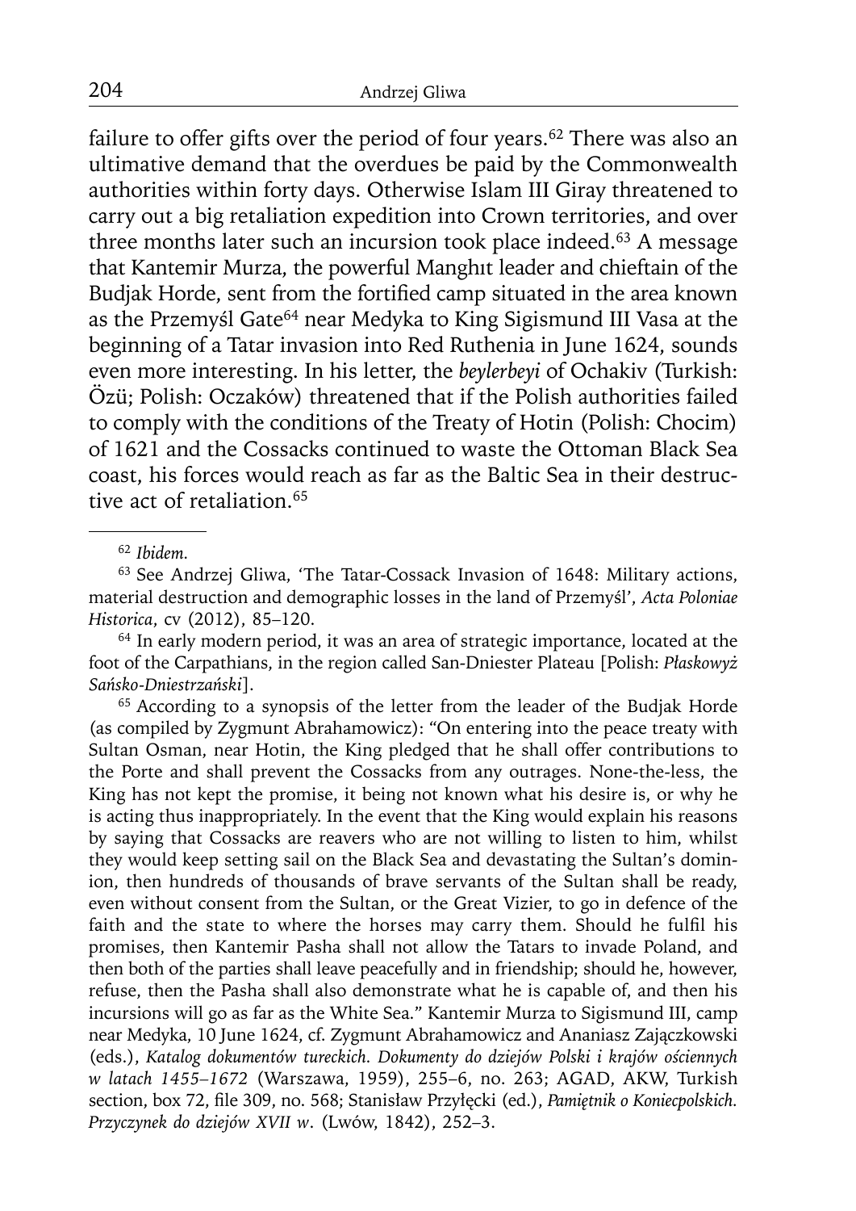failure to offer gifts over the period of four years.[62] There was also an ultimative demand that the overdues be paid by the Commonwealth authorities within forty days. Otherwise Islam III Giray threatened to carry out a big retaliation expedition into Crown territories, and over three months later such an incursion took place indeed.[63] A message that Kantemir Murza, the powerful Manghıt leader and chieftain of the Budjak Horde, sent from the fortified camp situated in the area known as the Przemyśl Gate[64] near Medyka to King Sigismund III Vasa at the beginning of a Tatar invasion into Red Ruthenia in June 1624, sounds even more interesting. In his letter, the *beylerbeyi* of Ochakiv (Turkish: Özü; Polish: Oczaków) threatened that if the Polish authorities failed to comply with the conditions of the Treaty of Hotin (Polish: Chocim) of 1621 and the Cossacks continued to waste the Ottoman Black Sea coast, his forces would reach as far as the Baltic Sea in their destructive act of retaliation.[65]

---

[62] *Ibidem.*

[63] See Andrzej Gliwa, 'The Tatar-Cossack Invasion of 1648: Military actions, material destruction and demographic losses in the land of Przemyśl', *Acta Poloniae Historica*, cv (2012), 85–120.

[64] In early modern period, it was an area of strategic importance, located at the foot of the Carpathians, in the region called San-Dniester Plateau [Polish: *Płaskowyż Sańsko-Dniestrzański*].

[65] According to a synopsis of the letter from the leader of the Budjak Horde (as compiled by Zygmunt Abrahamowicz): "On entering into the peace treaty with Sultan Osman, near Hotin, the King pledged that he shall offer contributions to the Porte and shall prevent the Cossacks from any outrages. None-the-less, the King has not kept the promise, it being not known what his desire is, or why he is acting thus inappropriately. In the event that the King would explain his reasons by saying that Cossacks are reavers who are not willing to listen to him, whilst they would keep setting sail on the Black Sea and devastating the Sultan's dominion, then hundreds of thousands of brave servants of the Sultan shall be ready, even without consent from the Sultan, or the Great Vizier, to go in defence of the faith and the state to where the horses may carry them. Should he fulfil his promises, then Kantemir Pasha shall not allow the Tatars to invade Poland, and then both of the parties shall leave peacefully and in friendship; should he, however, refuse, then the Pasha shall also demonstrate what he is capable of, and then his incursions will go as far as the White Sea." Kantemir Murza to Sigismund III, camp near Medyka, 10 June 1624, cf. Zygmunt Abrahamowicz and Ananiasz Zajączkowski (eds.), *Katalog dokumentów tureckich. Dokumenty do dziejów Polski i krajów ościennych w latach 1455–1672* (Warszawa, 1959), 255–6, no. 263; AGAD, AKW, Turkish section, box 72, file 309, no. 568; Stanisław Przyłęcki (ed.), *Pamiętnik o Koniecpolskich. Przyczynek do dziejów XVII w*. (Lwów, 1842), 252–3.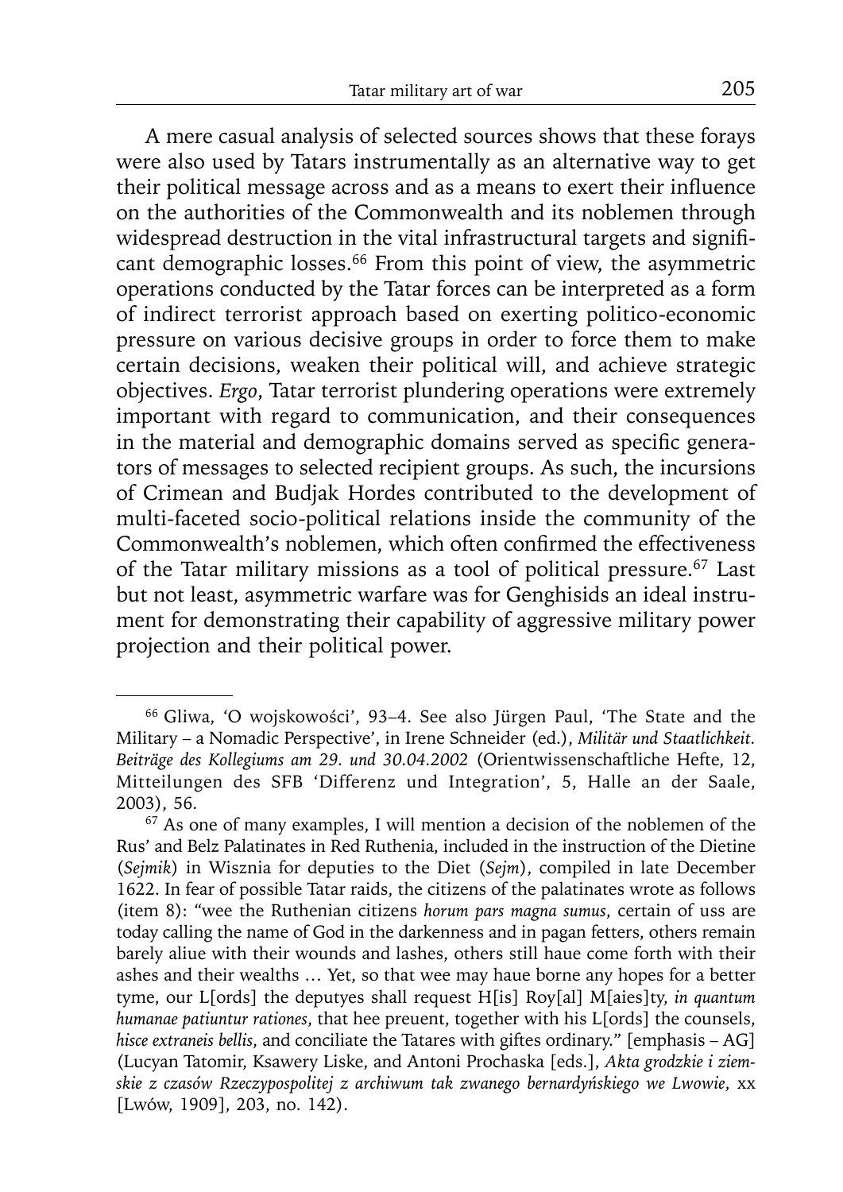A mere casual analysis of selected sources shows that these forays were also used by Tatars instrumentally as an alternative way to get their political message across and as a means to exert their influence on the authorities of the Commonwealth and its noblemen through widespread destruction in the vital infrastructural targets and significant demographic losses.[66] From this point of view, the asymmetric operations conducted by the Tatar forces can be interpreted as a form of indirect terrorist approach based on exerting politico-economic pressure on various decisive groups in order to force them to make certain decisions, weaken their political will, and achieve strategic objectives. *Ergo*, Tatar terrorist plundering operations were extremely important with regard to communication, and their consequences in the material and demographic domains served as specific generators of messages to selected recipient groups. As such, the incursions of Crimean and Budjak Hordes contributed to the development of multi-faceted socio-political relations inside the community of the Commonwealth's noblemen, which often confirmed the effectiveness of the Tatar military missions as a tool of political pressure.[67] Last but not least, asymmetric warfare was for Genghisids an ideal instrument for demonstrating their capability of aggressive military power projection and their political power.

---

[66] Gliwa, 'O wojskowości', 93–4. See also Jürgen Paul, 'The State and the Military – a Nomadic Perspective', in Irene Schneider (ed.), *Militär und Staatlichkeit. Beiträge des Kollegiums am 29. und 30.04.2002* (Orientwissenschaftliche Hefte, 12, Mitteilungen des SFB 'Differenz und Integration', 5, Halle an der Saale, 2003), 56.

[67] As one of many examples, I will mention a decision of the noblemen of the Rus' and Belz Palatinates in Red Ruthenia, included in the instruction of the Dietine (*Sejmik*) in Wisznia for deputies to the Diet (*Sejm*), compiled in late December 1622. In fear of possible Tatar raids, the citizens of the palatinates wrote as follows (item 8): "wee the Ruthenian citizens *horum pars magna sumus*, certain of uss are today calling the name of God in the darkenness and in pagan fetters, others remain barely aliue with their wounds and lashes, others still haue come forth with their ashes and their wealths … Yet, so that wee may haue borne any hopes for a better tyme, our L[ords] the deputyes shall request H[is] Roy[al] M[aies]ty, *in quantum humanae patiuntur rationes*, that hee preuent, together with his L[ords] the counsels, *hisce extraneis bellis*, and conciliate the Tatares with giftes ordinary." [emphasis – AG] (Lucyan Tatomir, Ksawery Liske, and Antoni Prochaska [eds.], *Akta grodzkie i ziemskie z czasów Rzeczypospolitej z archiwum tak zwanego bernardyńskiego we Lwowie*, xx [Lwów, 1909], 203, no. 142).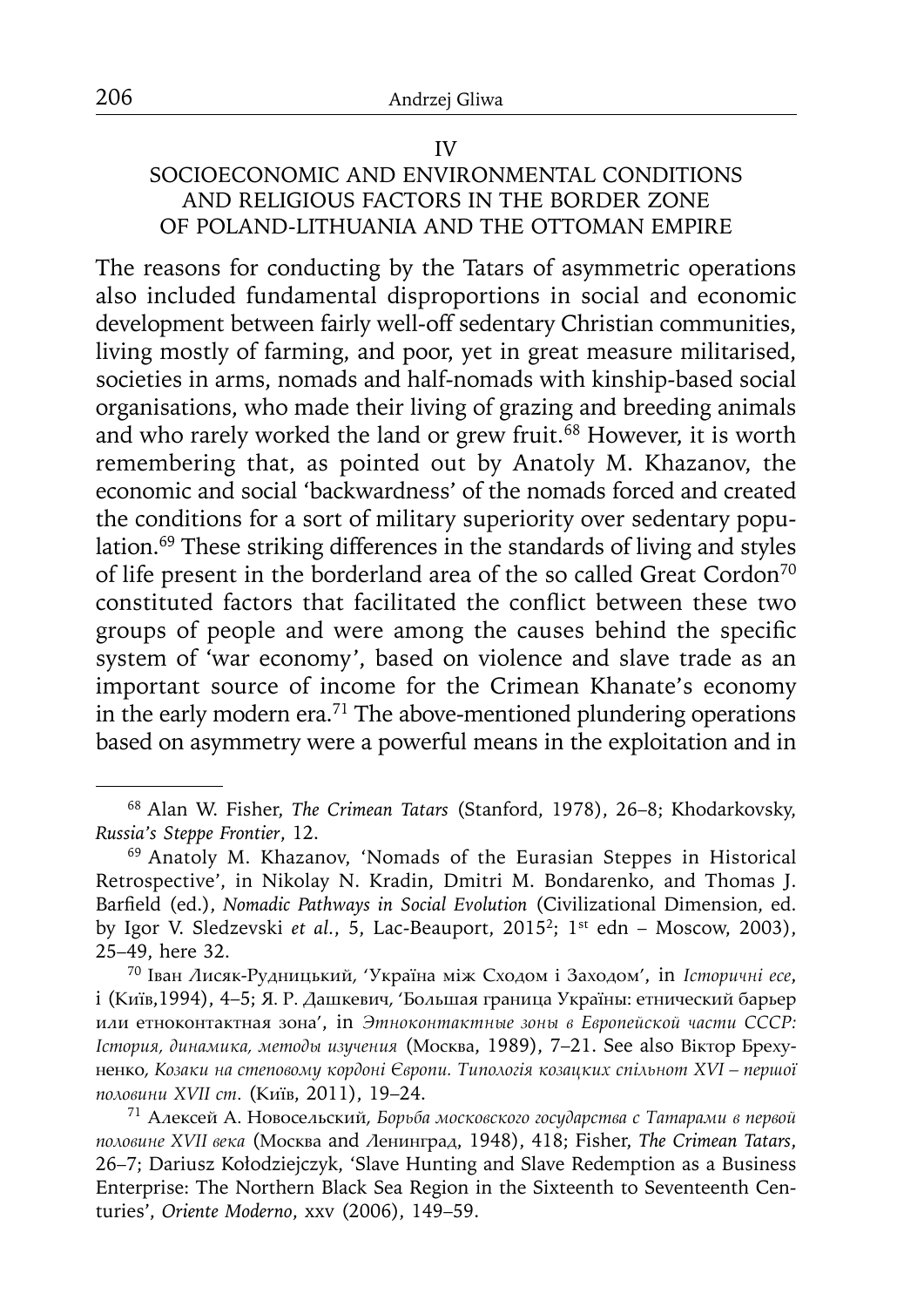## IV
## SOCIOECONOMIC AND ENVIRONMENTAL CONDITIONS AND RELIGIOUS FACTORS IN THE BORDER ZONE OF POLAND-LITHUANIA AND THE OTTOMAN EMPIRE

The reasons for conducting by the Tatars of asymmetric operations also included fundamental disproportions in social and economic development between fairly well-off sedentary Christian communities, living mostly of farming, and poor, yet in great measure militarised, societies in arms, nomads and half-nomads with kinship-based social organisations, who made their living of grazing and breeding animals and who rarely worked the land or grew fruit.[68] However, it is worth remembering that, as pointed out by Anatoly M. Khazanov, the economic and social 'backwardness' of the nomads forced and created the conditions for a sort of military superiority over sedentary population.[69] These striking differences in the standards of living and styles of life present in the borderland area of the so called Great Cordon[70] constituted factors that facilitated the conflict between these two groups of people and were among the causes behind the specific system of 'war economy', based on violence and slave trade as an important source of income for the Crimean Khanate's economy in the early modern era.[71] The above-mentioned plundering operations based on asymmetry were a powerful means in the exploitation and in

---

[68] Alan W. Fisher, *The Crimean Tatars* (Stanford, 1978), 26–8; Khodarkovsky, *Russia's Steppe Frontier*, 12.

[69] Anatoly M. Khazanov, 'Nomads of the Eurasian Steppes in Historical Retrospective', in Nikolay N. Kradin, Dmitri M. Bondarenko, and Thomas J. Barfield (ed.), *Nomadic Pathways in Social Evolution* (Civilizational Dimension, ed. by Igor V. Sledzevski *et al.*, 5, Lac-Beauport, 2015²; 1st edn – Moscow, 2003), 25–49, here 32.

[70] Іван Лисяк-Рудницький, 'Україна між Сходом і Заходом', in *Історичні есе*, i (Київ,1994), 4–5; Я. Р. Дашкевич, 'Большая граница Украïны: етнический барьер или етноконтактная зона', in *Этноконтактные зоны в Европейской части СССР: Історія, динамика, методы изучения* (Москва, 1989), 7–21. See also Віктор Брехуненко, *Козаки на степовому кордоні Європи. Типологія козацких спільнот XVI – першої половини XVII ст.* (Київ, 2011), 19–24.

[71] Алексей А. Новосельский, *Борьба московского государства с Татарами в первой половине XVII века* (Москва and Ленинград, 1948), 418; Fisher, *The Crimean Tatars*, 26–7; Dariusz Kołodziejczyk, 'Slave Hunting and Slave Redemption as a Business Enterprise: The Northern Black Sea Region in the Sixteenth to Seventeenth Centuries', *Oriente Moderno*, xxv (2006), 149–59.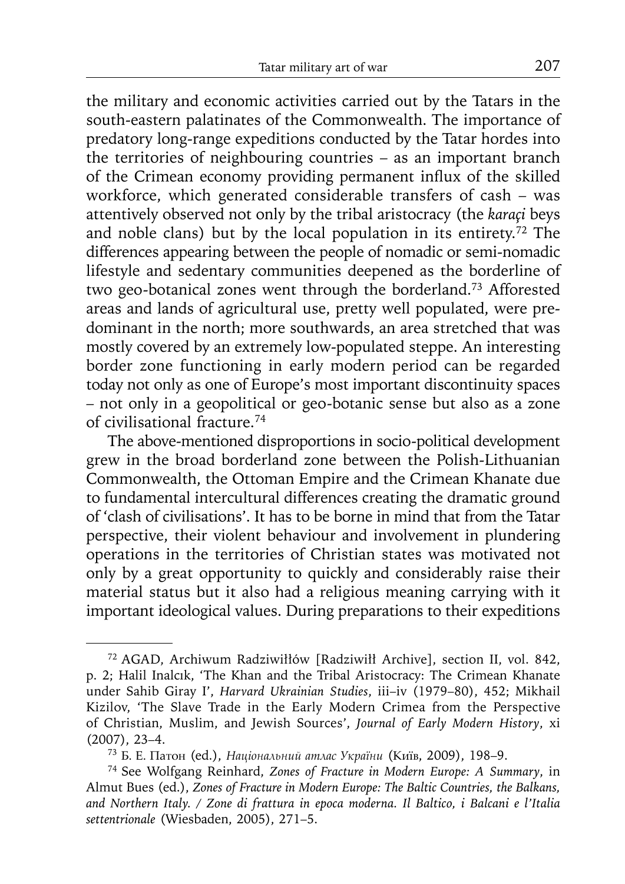the military and economic activities carried out by the Tatars in the south-eastern palatinates of the Commonwealth. The importance of predatory long-range expeditions conducted by the Tatar hordes into the territories of neighbouring countries – as an important branch of the Crimean economy providing permanent influx of the skilled workforce, which generated considerable transfers of cash – was attentively observed not only by the tribal aristocracy (the *karaçi* beys and noble clans) but by the local population in its entirety.[72] The differences appearing between the people of nomadic or semi-nomadic lifestyle and sedentary communities deepened as the borderline of two geo-botanical zones went through the borderland.[73] Afforested areas and lands of agricultural use, pretty well populated, were predominant in the north; more southwards, an area stretched that was mostly covered by an extremely low-populated steppe. An interesting border zone functioning in early modern period can be regarded today not only as one of Europe's most important discontinuity spaces – not only in a geopolitical or geo-botanic sense but also as a zone of civilisational fracture.[74]

The above-mentioned disproportions in socio-political development grew in the broad borderland zone between the Polish-Lithuanian Commonwealth, the Ottoman Empire and the Crimean Khanate due to fundamental intercultural differences creating the dramatic ground of 'clash of civilisations'. It has to be borne in mind that from the Tatar perspective, their violent behaviour and involvement in plundering operations in the territories of Christian states was motivated not only by a great opportunity to quickly and considerably raise their material status but it also had a religious meaning carrying with it important ideological values. During preparations to their expeditions

---

[72] AGAD, Archiwum Radziwiłłów [Radziwiłł Archive], section II, vol. 842, p. 2; Halil Inalcık, 'The Khan and the Tribal Aristocracy: The Crimean Khanate under Sahib Giray I', *Harvard Ukrainian Studies*, iii–iv (1979–80), 452; Mikhail Kizilov, 'The Slave Trade in the Early Modern Crimea from the Perspective of Christian, Muslim, and Jewish Sources', *Journal of Early Modern History*, xi (2007), 23–4.

[73] Б. Е. Патон (ed.), *Національний атлас України* (Київ, 2009), 198–9.

[74] See Wolfgang Reinhard, *Zones of Fracture in Modern Europe: A Summary*, in Almut Bues (ed.), *Zones of Fracture in Modern Europe: The Baltic Countries, the Balkans, and Northern Italy. / Zone di frattura in epoca moderna. Il Baltico, i Balcani e l'Italia settentrionale* (Wiesbaden, 2005), 271–5.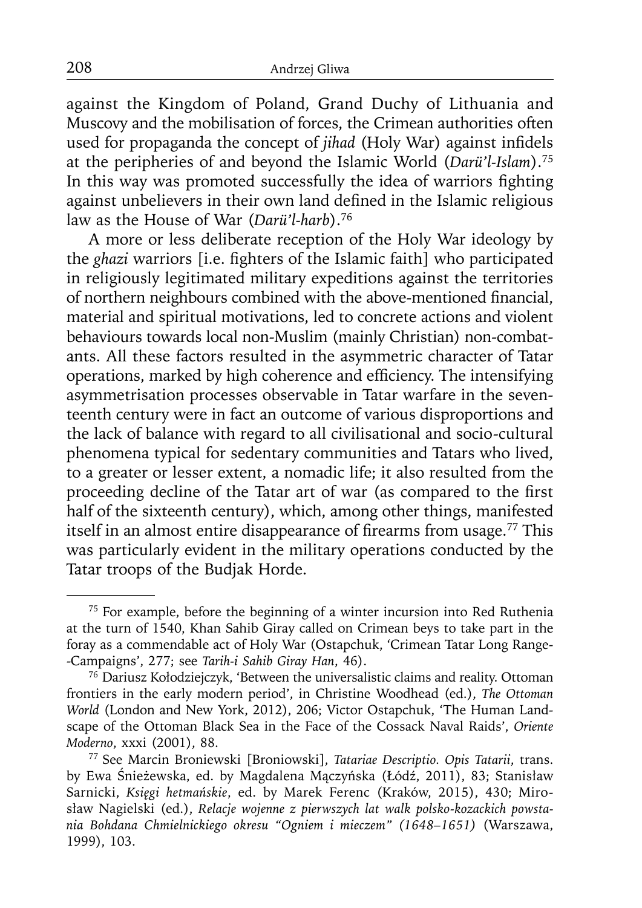against the Kingdom of Poland, Grand Duchy of Lithuania and Muscovy and the mobilisation of forces, the Crimean authorities often used for propaganda the concept of *jihad* (Holy War) against infidels at the peripheries of and beyond the Islamic World (*Darü'l-Islam*).[75] In this way was promoted successfully the idea of warriors fighting against unbelievers in their own land defined in the Islamic religious law as the House of War (*Darü'l-harb*).[76]

A more or less deliberate reception of the Holy War ideology by the *ghazi* warriors [i.e. fighters of the Islamic faith] who participated in religiously legitimated military expeditions against the territories of northern neighbours combined with the above-mentioned financial, material and spiritual motivations, led to concrete actions and violent behaviours towards local non-Muslim (mainly Christian) non-combatants. All these factors resulted in the asymmetric character of Tatar operations, marked by high coherence and efficiency. The intensifying asymmetrisation processes observable in Tatar warfare in the seventeenth century were in fact an outcome of various disproportions and the lack of balance with regard to all civilisational and socio-cultural phenomena typical for sedentary communities and Tatars who lived, to a greater or lesser extent, a nomadic life; it also resulted from the proceeding decline of the Tatar art of war (as compared to the first half of the sixteenth century), which, among other things, manifested itself in an almost entire disappearance of firearms from usage.[77] This was particularly evident in the military operations conducted by the Tatar troops of the Budjak Horde.

---

[75] For example, before the beginning of a winter incursion into Red Ruthenia at the turn of 1540, Khan Sahib Giray called on Crimean beys to take part in the foray as a commendable act of Holy War (Ostapchuk, 'Crimean Tatar Long Range-Campaigns', 277; see *Tarih-i Sahib Giray Han*, 46).

[76] Dariusz Kołodziejczyk, 'Between the universalistic claims and reality. Ottoman frontiers in the early modern period', in Christine Woodhead (ed.), *The Ottoman World* (London and New York, 2012), 206; Victor Ostapchuk, 'The Human Landscape of the Ottoman Black Sea in the Face of the Cossack Naval Raids', *Oriente Moderno*, xxxi (2001), 88.

[77] See Marcin Broniewski [Broniowski], *Tatariae Descriptio. Opis Tatarii*, trans. by Ewa Śnieżewska, ed. by Magdalena Mączyńska (Łódź, 2011), 83; Stanisław Sarnicki, *Księgi hetmańskie*, ed. by Marek Ferenc (Kraków, 2015), 430; Mirosław Nagielski (ed.), *Relacje wojenne z pierwszych lat walk polsko-kozackich powstania Bohdana Chmielnickiego okresu "Ogniem i mieczem" (1648–1651)* (Warszawa, 1999), 103.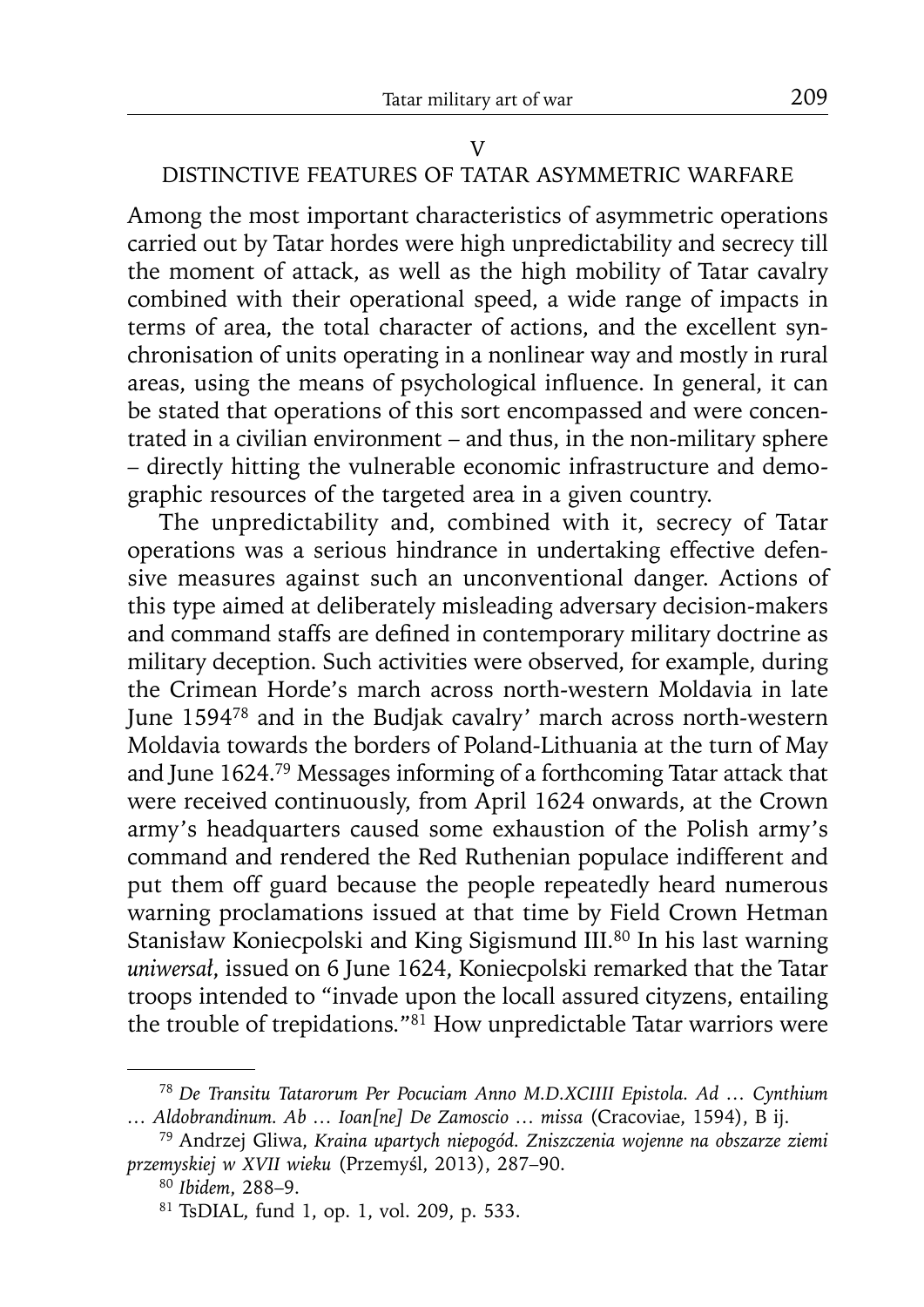## V
## DISTINCTIVE FEATURES OF TATAR ASYMMETRIC WARFARE

Among the most important characteristics of asymmetric operations carried out by Tatar hordes were high unpredictability and secrecy till the moment of attack, as well as the high mobility of Tatar cavalry combined with their operational speed, a wide range of impacts in terms of area, the total character of actions, and the excellent synchronisation of units operating in a nonlinear way and mostly in rural areas, using the means of psychological influence. In general, it can be stated that operations of this sort encompassed and were concentrated in a civilian environment – and thus, in the non-military sphere – directly hitting the vulnerable economic infrastructure and demographic resources of the targeted area in a given country.

The unpredictability and, combined with it, secrecy of Tatar operations was a serious hindrance in undertaking effective defensive measures against such an unconventional danger. Actions of this type aimed at deliberately misleading adversary decision-makers and command staffs are defined in contemporary military doctrine as military deception. Such activities were observed, for example, during the Crimean Horde's march across north-western Moldavia in late June 1594[78] and in the Budjak cavalry' march across north-western Moldavia towards the borders of Poland-Lithuania at the turn of May and June 1624.[79] Messages informing of a forthcoming Tatar attack that were received continuously, from April 1624 onwards, at the Crown army's headquarters caused some exhaustion of the Polish army's command and rendered the Red Ruthenian populace indifferent and put them off guard because the people repeatedly heard numerous warning proclamations issued at that time by Field Crown Hetman Stanisław Koniecpolski and King Sigismund III.[80] In his last warning *uniwersał*, issued on 6 June 1624, Koniecpolski remarked that the Tatar troops intended to "invade upon the locall assured cityzens, entailing the trouble of trepidations."[81] How unpredictable Tatar warriors were

---

[78] *De Transitu Tatarorum Per Pocuciam Anno M.D.XCIIII Epistola. Ad … Cynthium … Aldobrandinum. Ab … Ioan[ne] De Zamoscio … missa* (Cracoviae, 1594), B ij.

[79] Andrzej Gliwa, *Kraina upartych niepogód. Zniszczenia wojenne na obszarze ziemi przemyskiej w XVII wieku* (Przemyśl, 2013), 287–90.

[80] *Ibidem*, 288–9.

[81] TsDIAL, fund 1, op. 1, vol. 209, p. 533.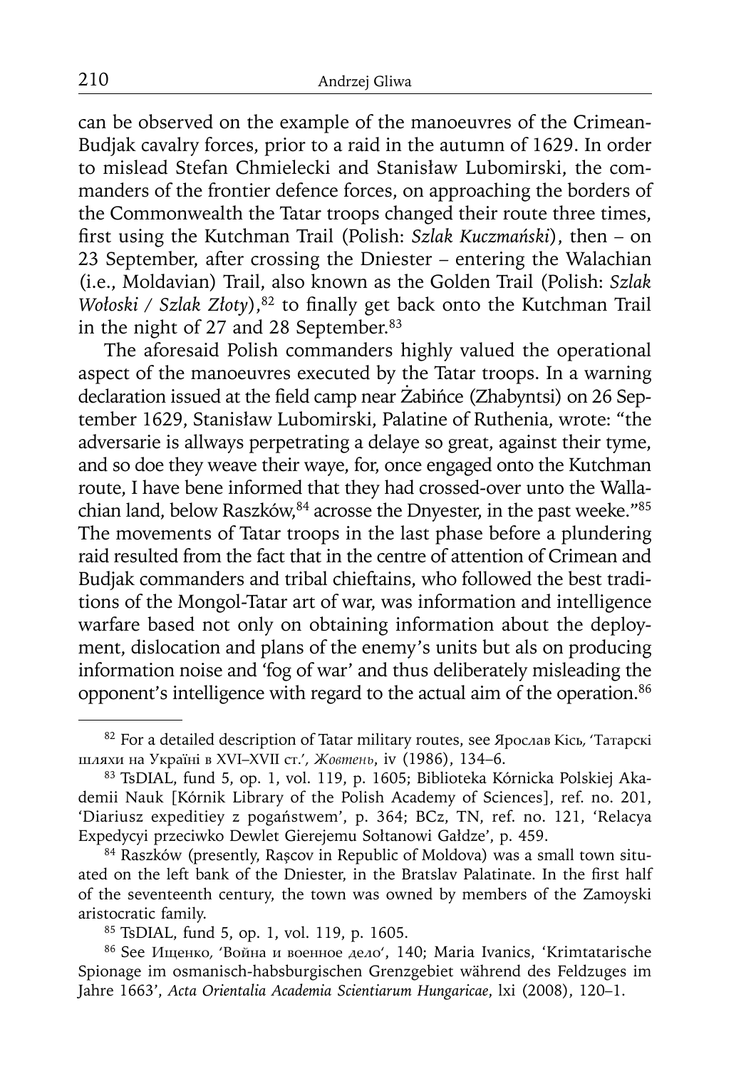can be observed on the example of the manoeuvres of the Crimean-Budjak cavalry forces, prior to a raid in the autumn of 1629. In order to mislead Stefan Chmielecki and Stanisław Lubomirski, the commanders of the frontier defence forces, on approaching the borders of the Commonwealth the Tatar troops changed their route three times, first using the Kutchman Trail (Polish: *Szlak Kuczmański*), then – on 23 September, after crossing the Dniester – entering the Walachian (i.e., Moldavian) Trail, also known as the Golden Trail (Polish: *Szlak Wołoski / Szlak Złoty*),[82] to finally get back onto the Kutchman Trail in the night of 27 and 28 September.[83]

The aforesaid Polish commanders highly valued the operational aspect of the manoeuvres executed by the Tatar troops. In a warning declaration issued at the field camp near Żabińce (Zhabyntsi) on 26 September 1629, Stanisław Lubomirski, Palatine of Ruthenia, wrote: "the adversarie is allways perpetrating a delaye so great, against their tyme, and so doe they weave their waye, for, once engaged onto the Kutchman route, I have bene informed that they had crossed-over unto the Wallachian land, below Raszków,[84] acrosse the Dnyester, in the past weeke."[85] The movements of Tatar troops in the last phase before a plundering raid resulted from the fact that in the centre of attention of Crimean and Budjak commanders and tribal chieftains, who followed the best traditions of the Mongol-Tatar art of war, was information and intelligence warfare based not only on obtaining information about the deployment, dislocation and plans of the enemy's units but als on producing information noise and 'fog of war' and thus deliberately misleading the opponent's intelligence with regard to the actual aim of the operation.[86]

---

[82] For a detailed description of Tatar military routes, see Ярослав Кісь, 'Татарскі шляхи на Україні в XVI–XVII ст.', *Жовтень*, iv (1986), 134–6.

[83] TsDIAL, fund 5, op. 1, vol. 119, p. 1605; Biblioteka Kórnicka Polskiej Akademii Nauk [Kórnik Library of the Polish Academy of Sciences], ref. no. 201, 'Diariusz expeditiey z pogaństwem', p. 364; BCz, TN, ref. no. 121, 'Relacya Expedycyi przeciwko Dewlet Gierejemu Sołtanowi Gałdze', p. 459.

[84] Raszków (presently, Rașcov in Republic of Moldova) was a small town situated on the left bank of the Dniester, in the Bratslav Palatinate. In the first half of the seventeenth century, the town was owned by members of the Zamoyski aristocratic family.

[85] TsDIAL, fund 5, op. 1, vol. 119, p. 1605.

[86] See Ищенко, 'Война и военное дело', 140; Maria Ivanics, 'Krimtatarische Spionage im osmanisch-habsburgischen Grenzgebiet während des Feldzuges im Jahre 1663', *Acta Orientalia Academia Scientiarum Hungaricae*, lxi (2008), 120–1.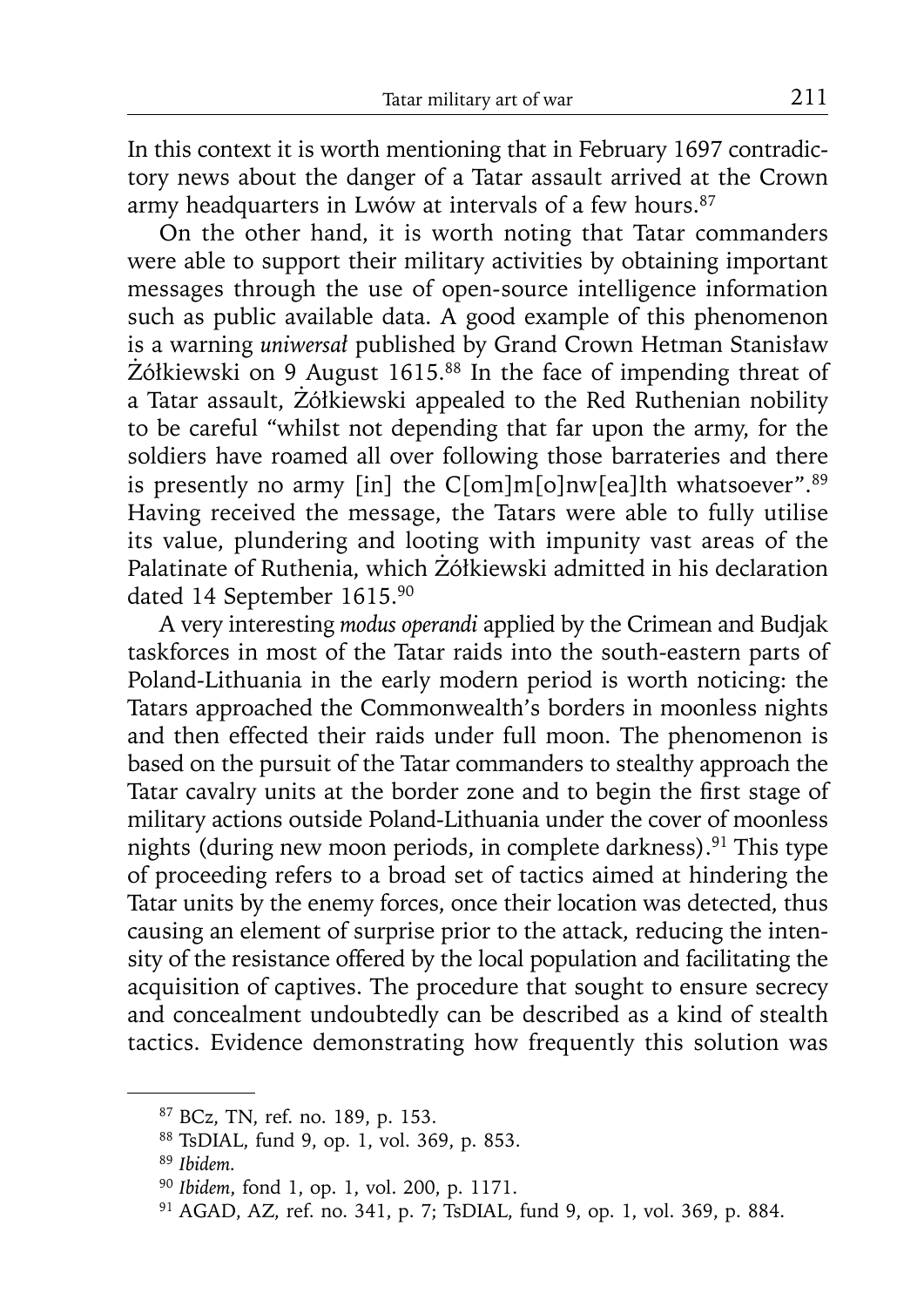In this context it is worth mentioning that in February 1697 contradictory news about the danger of a Tatar assault arrived at the Crown army headquarters in Lwów at intervals of a few hours.[87]

On the other hand, it is worth noting that Tatar commanders were able to support their military activities by obtaining important messages through the use of open-source intelligence information such as public available data. A good example of this phenomenon is a warning *uniwersał* published by Grand Crown Hetman Stanisław Żółkiewski on 9 August 1615.[88] In the face of impending threat of a Tatar assault, Żółkiewski appealed to the Red Ruthenian nobility to be careful "whilst not depending that far upon the army, for the soldiers have roamed all over following those barrateries and there is presently no army [in] the C[om]m[o]nw[ea]lth whatsoever".[89] Having received the message, the Tatars were able to fully utilise its value, plundering and looting with impunity vast areas of the Palatinate of Ruthenia, which Żółkiewski admitted in his declaration dated 14 September 1615.[90]

A very interesting *modus operandi* applied by the Crimean and Budjak taskforces in most of the Tatar raids into the south-eastern parts of Poland-Lithuania in the early modern period is worth noticing: the Tatars approached the Commonwealth's borders in moonless nights and then effected their raids under full moon. The phenomenon is based on the pursuit of the Tatar commanders to stealthy approach the Tatar cavalry units at the border zone and to begin the first stage of military actions outside Poland-Lithuania under the cover of moonless nights (during new moon periods, in complete darkness).[91] This type of proceeding refers to a broad set of tactics aimed at hindering the Tatar units by the enemy forces, once their location was detected, thus causing an element of surprise prior to the attack, reducing the intensity of the resistance offered by the local population and facilitating the acquisition of captives. The procedure that sought to ensure secrecy and concealment undoubtedly can be described as a kind of stealth tactics. Evidence demonstrating how frequently this solution was

---

[87] BCz, TN, ref. no. 189, p. 153.

[88] TsDIAL, fund 9, op. 1, vol. 369, p. 853.

[89] *Ibidem*.

[90] *Ibidem*, fond 1, op. 1, vol. 200, p. 1171.

[91] AGAD, AZ, ref. no. 341, p. 7; TsDIAL, fund 9, op. 1, vol. 369, p. 884.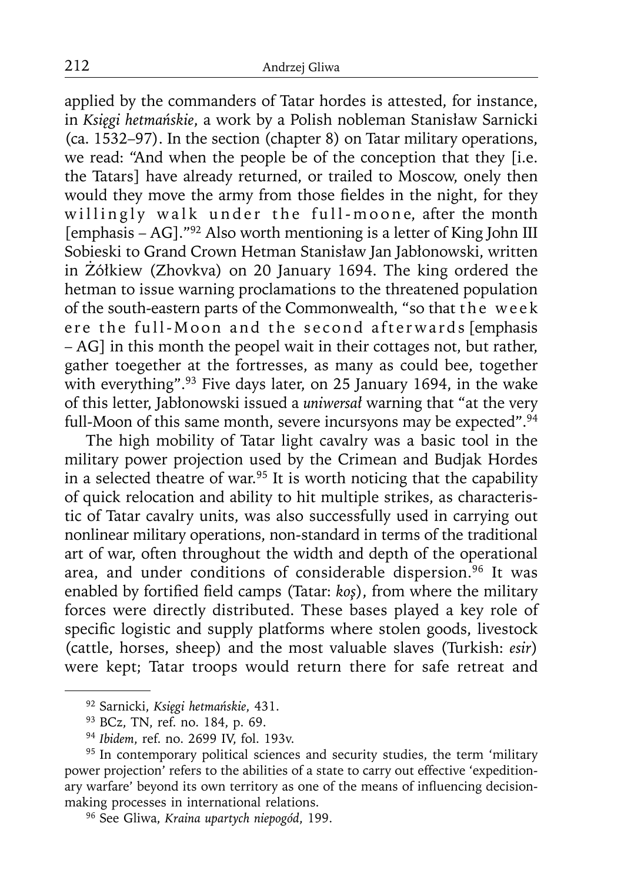applied by the commanders of Tatar hordes is attested, for instance, in *Księgi hetmańskie*, a work by a Polish nobleman Stanisław Sarnicki (ca. 1532–97). In the section (chapter 8) on Tatar military operations, we read: "And when the people be of the conception that they [i.e. the Tatars] have already returned, or trailed to Moscow, onely then would they move the army from those fieldes in the night, for they willingly walk under the full-moone, after the month [emphasis – AG]."[92] Also worth mentioning is a letter of King John III Sobieski to Grand Crown Hetman Stanisław Jan Jabłonowski, written in Żółkiew (Zhovkva) on 20 January 1694. The king ordered the hetman to issue warning proclamations to the threatened population of the south-eastern parts of the Commonwealth, "so that the week ere the full-Moon and the second afterwards [emphasis – AG] in this month the peopel wait in their cottages not, but rather, gather toegether at the fortresses, as many as could bee, together with everything".[93] Five days later, on 25 January 1694, in the wake of this letter, Jabłonowski issued a *uniwersał* warning that "at the very full-Moon of this same month, severe incursyons may be expected".[94]

The high mobility of Tatar light cavalry was a basic tool in the military power projection used by the Crimean and Budjak Hordes in a selected theatre of war.[95] It is worth noticing that the capability of quick relocation and ability to hit multiple strikes, as characteristic of Tatar cavalry units, was also successfully used in carrying out nonlinear military operations, non-standard in terms of the traditional art of war, often throughout the width and depth of the operational area, and under conditions of considerable dispersion.[96] It was enabled by fortified field camps (Tatar: *koş*), from where the military forces were directly distributed. These bases played a key role of specific logistic and supply platforms where stolen goods, livestock (cattle, horses, sheep) and the most valuable slaves (Turkish: *esir*) were kept; Tatar troops would return there for safe retreat and

---

[92] Sarnicki, *Księgi hetmańskie*, 431.

[93] BCz, TN, ref. no. 184, p. 69.

[94] *Ibidem*, ref. no. 2699 IV, fol. 193v.

[95] In contemporary political sciences and security studies, the term 'military power projection' refers to the abilities of a state to carry out effective 'expeditionary warfare' beyond its own territory as one of the means of influencing decision-making processes in international relations.

[96] See Gliwa, *Kraina upartych niepogód*, 199.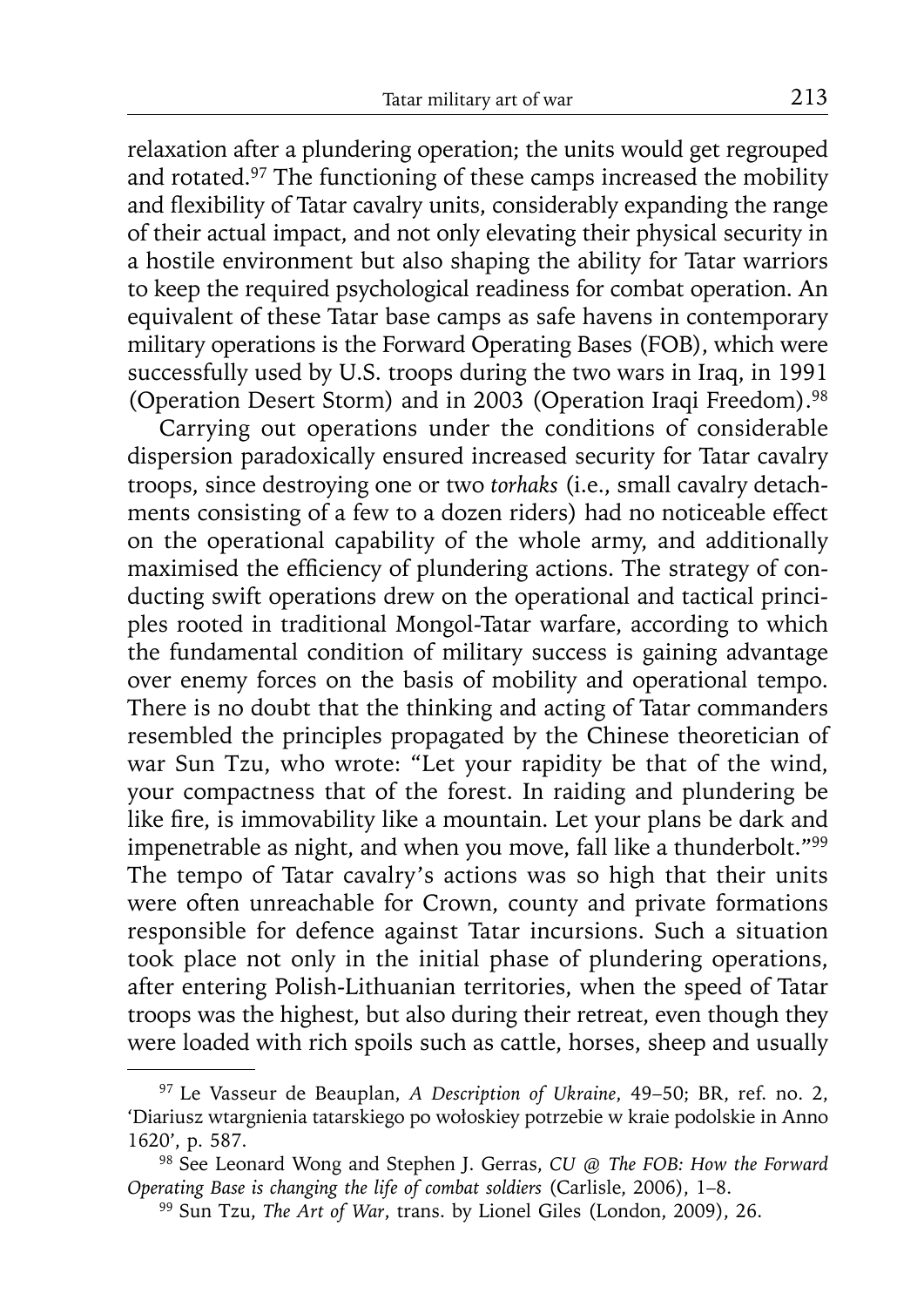relaxation after a plundering operation; the units would get regrouped and rotated.[97] The functioning of these camps increased the mobility and flexibility of Tatar cavalry units, considerably expanding the range of their actual impact, and not only elevating their physical security in a hostile environment but also shaping the ability for Tatar warriors to keep the required psychological readiness for combat operation. An equivalent of these Tatar base camps as safe havens in contemporary military operations is the Forward Operating Bases (FOB), which were successfully used by U.S. troops during the two wars in Iraq, in 1991 (Operation Desert Storm) and in 2003 (Operation Iraqi Freedom).[98]

Carrying out operations under the conditions of considerable dispersion paradoxically ensured increased security for Tatar cavalry troops, since destroying one or two *torhaks* (i.e., small cavalry detachments consisting of a few to a dozen riders) had no noticeable effect on the operational capability of the whole army, and additionally maximised the efficiency of plundering actions. The strategy of conducting swift operations drew on the operational and tactical principles rooted in traditional Mongol-Tatar warfare, according to which the fundamental condition of military success is gaining advantage over enemy forces on the basis of mobility and operational tempo. There is no doubt that the thinking and acting of Tatar commanders resembled the principles propagated by the Chinese theoretician of war Sun Tzu, who wrote: "Let your rapidity be that of the wind, your compactness that of the forest. In raiding and plundering be like fire, is immovability like a mountain. Let your plans be dark and impenetrable as night, and when you move, fall like a thunderbolt."[99] The tempo of Tatar cavalry's actions was so high that their units were often unreachable for Crown, county and private formations responsible for defence against Tatar incursions. Such a situation took place not only in the initial phase of plundering operations, after entering Polish-Lithuanian territories, when the speed of Tatar troops was the highest, but also during their retreat, even though they were loaded with rich spoils such as cattle, horses, sheep and usually

---

[97] Le Vasseur de Beauplan, *A Description of Ukraine*, 49–50; BR, ref. no. 2, 'Diariusz wtargnienia tatarskiego po wołoskiey potrzebie w kraie podolskie in Anno 1620', p. 587.

[98] See Leonard Wong and Stephen J. Gerras, *CU @ The FOB: How the Forward Operating Base is changing the life of combat soldiers* (Carlisle, 2006), 1–8.

[99] Sun Tzu, *The Art of War*, trans. by Lionel Giles (London, 2009), 26.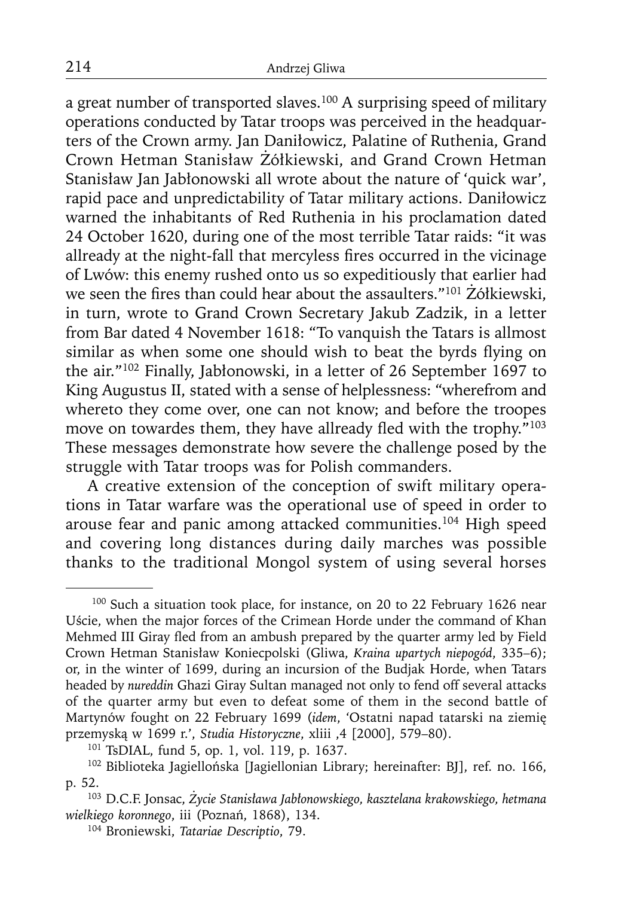a great number of transported slaves.[100] A surprising speed of military operations conducted by Tatar troops was perceived in the headquarters of the Crown army. Jan Daniłowicz, Palatine of Ruthenia, Grand Crown Hetman Stanisław Żółkiewski, and Grand Crown Hetman Stanisław Jan Jabłonowski all wrote about the nature of 'quick war', rapid pace and unpredictability of Tatar military actions. Daniłowicz warned the inhabitants of Red Ruthenia in his proclamation dated 24 October 1620, during one of the most terrible Tatar raids: "it was allready at the night-fall that mercyless fires occurred in the vicinage of Lwów: this enemy rushed onto us so expeditiously that earlier had we seen the fires than could hear about the assaulters."[101] Żółkiewski, in turn, wrote to Grand Crown Secretary Jakub Zadzik, in a letter from Bar dated 4 November 1618: "To vanquish the Tatars is allmost similar as when some one should wish to beat the byrds flying on the air."[102] Finally, Jabłonowski, in a letter of 26 September 1697 to King Augustus II, stated with a sense of helplessness: "wherefrom and whereto they come over, one can not know; and before the troopes move on towardes them, they have allready fled with the trophy."[103] These messages demonstrate how severe the challenge posed by the struggle with Tatar troops was for Polish commanders.

A creative extension of the conception of swift military operations in Tatar warfare was the operational use of speed in order to arouse fear and panic among attacked communities.[104] High speed and covering long distances during daily marches was possible thanks to the traditional Mongol system of using several horses

---

[100] Such a situation took place, for instance, on 20 to 22 February 1626 near Uście, when the major forces of the Crimean Horde under the command of Khan Mehmed III Giray fled from an ambush prepared by the quarter army led by Field Crown Hetman Stanisław Koniecpolski (Gliwa, *Kraina upartych niepogód*, 335–6); or, in the winter of 1699, during an incursion of the Budjak Horde, when Tatars headed by *nureddin* Ghazi Giray Sultan managed not only to fend off several attacks of the quarter army but even to defeat some of them in the second battle of Martynów fought on 22 February 1699 (*idem*, 'Ostatni napad tatarski na ziemię przemyską w 1699 r.', *Studia Historyczne*, xliii ,4 [2000], 579–80).

[101] TsDIAL, fund 5, op. 1, vol. 119, p. 1637.

[102] Biblioteka Jagiellońska [Jagiellonian Library; hereinafter: BJ], ref. no. 166, p. 52.

[103] D.C.F. Jonsac, *Życie Stanisława Jabłonowskiego, kasztelana krakowskiego, hetmana wielkiego koronnego*, iii (Poznań, 1868), 134.

[104] Broniewski, *Tatariae Descriptio*, 79.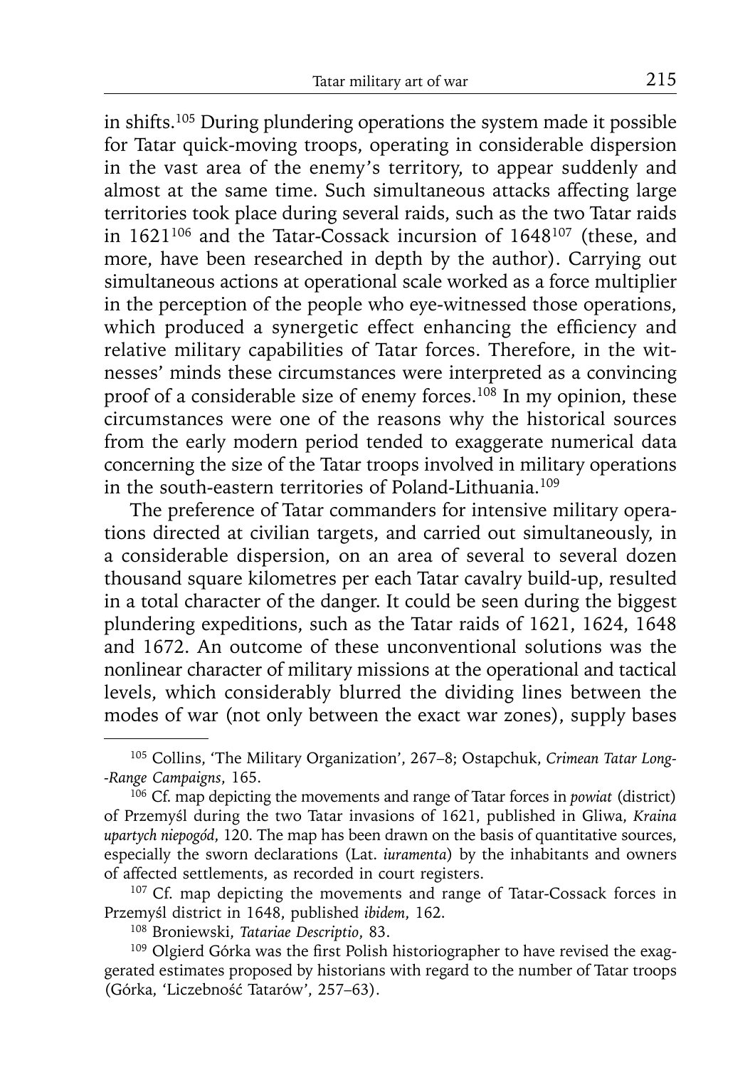in shifts.[105] During plundering operations the system made it possible for Tatar quick-moving troops, operating in considerable dispersion in the vast area of the enemy's territory, to appear suddenly and almost at the same time. Such simultaneous attacks affecting large territories took place during several raids, such as the two Tatar raids in 1621[106] and the Tatar-Cossack incursion of 1648[107] (these, and more, have been researched in depth by the author). Carrying out simultaneous actions at operational scale worked as a force multiplier in the perception of the people who eye-witnessed those operations, which produced a synergetic effect enhancing the efficiency and relative military capabilities of Tatar forces. Therefore, in the witnesses' minds these circumstances were interpreted as a convincing proof of a considerable size of enemy forces.[108] In my opinion, these circumstances were one of the reasons why the historical sources from the early modern period tended to exaggerate numerical data concerning the size of the Tatar troops involved in military operations in the south-eastern territories of Poland-Lithuania.[109]

The preference of Tatar commanders for intensive military operations directed at civilian targets, and carried out simultaneously, in a considerable dispersion, on an area of several to several dozen thousand square kilometres per each Tatar cavalry build-up, resulted in a total character of the danger. It could be seen during the biggest plundering expeditions, such as the Tatar raids of 1621, 1624, 1648 and 1672. An outcome of these unconventional solutions was the nonlinear character of military missions at the operational and tactical levels, which considerably blurred the dividing lines between the modes of war (not only between the exact war zones), supply bases

---

[105] Collins, 'The Military Organization', 267–8; Ostapchuk, *Crimean Tatar Long--Range Campaigns*, 165.

[106] Cf. map depicting the movements and range of Tatar forces in *powiat* (district) of Przemyśl during the two Tatar invasions of 1621, published in Gliwa, *Kraina upartych niepogód*, 120. The map has been drawn on the basis of quantitative sources, especially the sworn declarations (Lat. *iuramenta*) by the inhabitants and owners of affected settlements, as recorded in court registers.

[107] Cf. map depicting the movements and range of Tatar-Cossack forces in Przemyśl district in 1648, published *ibidem*, 162.

[108] Broniewski, *Tatariae Descriptio*, 83.

[109] Olgierd Górka was the first Polish historiographer to have revised the exaggerated estimates proposed by historians with regard to the number of Tatar troops (Górka, 'Liczebność Tatarów', 257–63).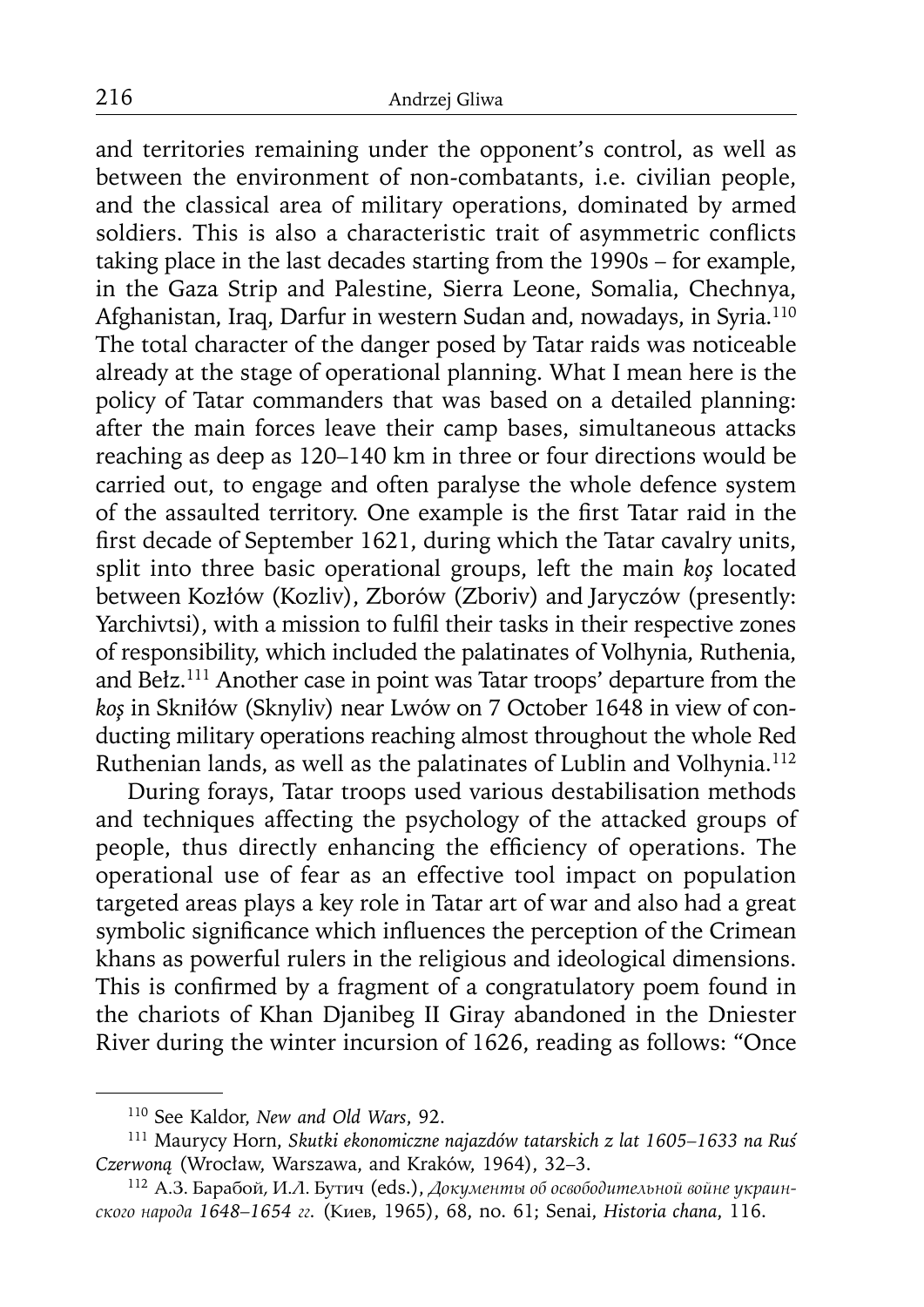and territories remaining under the opponent's control, as well as between the environment of non-combatants, i.e. civilian people, and the classical area of military operations, dominated by armed soldiers. This is also a characteristic trait of asymmetric conflicts taking place in the last decades starting from the 1990s – for example, in the Gaza Strip and Palestine, Sierra Leone, Somalia, Chechnya, Afghanistan, Iraq, Darfur in western Sudan and, nowadays, in Syria.[110] The total character of the danger posed by Tatar raids was noticeable already at the stage of operational planning. What I mean here is the policy of Tatar commanders that was based on a detailed planning: after the main forces leave their camp bases, simultaneous attacks reaching as deep as 120–140 km in three or four directions would be carried out, to engage and often paralyse the whole defence system of the assaulted territory. One example is the first Tatar raid in the first decade of September 1621, during which the Tatar cavalry units, split into three basic operational groups, left the main *koş* located between Kozłów (Kozliv), Zborów (Zboriv) and Jaryczów (presently: Yarchivtsi), with a mission to fulfil their tasks in their respective zones of responsibility, which included the palatinates of Volhynia, Ruthenia, and Bełz.[111] Another case in point was Tatar troops' departure from the *koş* in Skniłów (Sknyliv) near Lwów on 7 October 1648 in view of conducting military operations reaching almost throughout the whole Red Ruthenian lands, as well as the palatinates of Lublin and Volhynia.[112]

During forays, Tatar troops used various destabilisation methods and techniques affecting the psychology of the attacked groups of people, thus directly enhancing the efficiency of operations. The operational use of fear as an effective tool impact on population targeted areas plays a key role in Tatar art of war and also had a great symbolic significance which influences the perception of the Crimean khans as powerful rulers in the religious and ideological dimensions. This is confirmed by a fragment of a congratulatory poem found in the chariots of Khan Djanibeg II Giray abandoned in the Dniester River during the winter incursion of 1626, reading as follows: "Once

[110] See Kaldor, *New and Old Wars*, 92.

[111] Maurycy Horn, *Skutki ekonomiczne najazdów tatarskich z lat 1605–1633 na Ruś Czerwoną* (Wrocław, Warszawa, and Kraków, 1964), 32–3.

[112] А.З. Барабой, И.Л. Бутич (eds.), *Документы об освободительной войне украинского народа 1648–1654 гг.* (Киев, 1965), 68, no. 61; Senai, *Historia chana*, 116.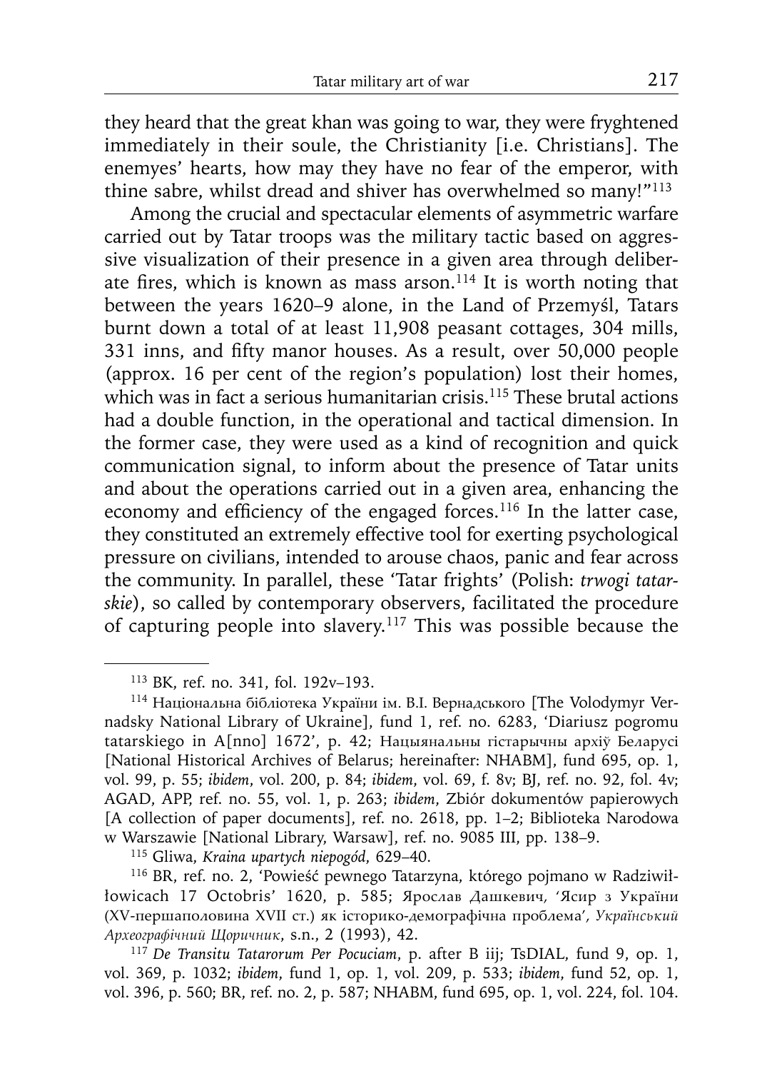they heard that the great khan was going to war, they were fryghtened immediately in their soule, the Christianity [i.e. Christians]. The enemyes' hearts, how may they have no fear of the emperor, with thine sabre, whilst dread and shiver has overwhelmed so many!"[113]

Among the crucial and spectacular elements of asymmetric warfare carried out by Tatar troops was the military tactic based on aggressive visualization of their presence in a given area through deliberate fires, which is known as mass arson.[114] It is worth noting that between the years 1620–9 alone, in the Land of Przemyśl, Tatars burnt down a total of at least 11,908 peasant cottages, 304 mills, 331 inns, and fifty manor houses. As a result, over 50,000 people (approx. 16 per cent of the region's population) lost their homes, which was in fact a serious humanitarian crisis.[115] These brutal actions had a double function, in the operational and tactical dimension. In the former case, they were used as a kind of recognition and quick communication signal, to inform about the presence of Tatar units and about the operations carried out in a given area, enhancing the economy and efficiency of the engaged forces.[116] In the latter case, they constituted an extremely effective tool for exerting psychological pressure on civilians, intended to arouse chaos, panic and fear across the community. In parallel, these 'Tatar frights' (Polish: *trwogi tatarskie*), so called by contemporary observers, facilitated the procedure of capturing people into slavery.[117] This was possible because the

---

[113] BK, ref. no. 341, fol. 192v–193.

[114] Національна бібліотека України ім. В.І. Вернадського [The Volodymyr Vernadsky National Library of Ukraine], fund 1, ref. no. 6283, 'Diariusz pogromu tatarskiego in A[nno] 1672', p. 42; Нацыянальны гістарычны архіў Беларусі [National Historical Archives of Belarus; hereinafter: NHABM], fund 695, op. 1, vol. 99, p. 55; *ibidem*, vol. 200, p. 84; *ibidem*, vol. 69, f. 8v; BJ, ref. no. 92, fol. 4v; AGAD, APP, ref. no. 55, vol. 1, p. 263; *ibidem*, Zbiór dokumentów papierowych [A collection of paper documents], ref. no. 2618, pp. 1–2; Biblioteka Narodowa w Warszawie [National Library, Warsaw], ref. no. 9085 III, pp. 138–9.

[115] Gliwa, *Kraina upartych niepogód*, 629–40.

[116] BR, ref. no. 2, 'Powieść pewnego Tatarzyna, którego pojmano w Radziwiłłowicach 17 Octobris' 1620, p. 585; Ярослав Дашкевич, 'Ясир з України (XV-першaполовина XVII ст.) як історико-демографічна проблема', *Український Археографічний Щоричник*, s.n., 2 (1993), 42.

[117] *De Transitu Tatarorum Per Pocuciam*, p. after B iij; TsDIAL, fund 9, op. 1, vol. 369, p. 1032; *ibidem*, fund 1, op. 1, vol. 209, p. 533; *ibidem*, fund 52, op. 1, vol. 396, p. 560; BR, ref. no. 2, p. 587; NHABM, fund 695, op. 1, vol. 224, fol. 104.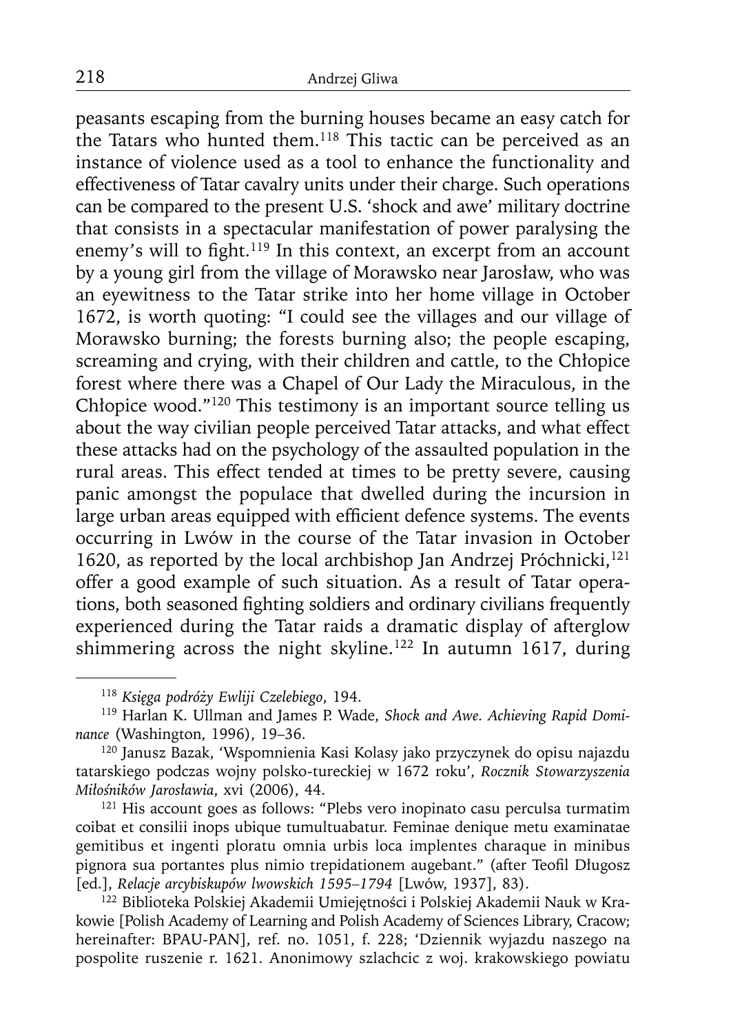peasants escaping from the burning houses became an easy catch for the Tatars who hunted them.[118] This tactic can be perceived as an instance of violence used as a tool to enhance the functionality and effectiveness of Tatar cavalry units under their charge. Such operations can be compared to the present U.S. 'shock and awe' military doctrine that consists in a spectacular manifestation of power paralysing the enemy's will to fight.[119] In this context, an excerpt from an account by a young girl from the village of Morawsko near Jarosław, who was an eyewitness to the Tatar strike into her home village in October 1672, is worth quoting: "I could see the villages and our village of Morawsko burning; the forests burning also; the people escaping, screaming and crying, with their children and cattle, to the Chłopice forest where there was a Chapel of Our Lady the Miraculous, in the Chłopice wood."[120] This testimony is an important source telling us about the way civilian people perceived Tatar attacks, and what effect these attacks had on the psychology of the assaulted population in the rural areas. This effect tended at times to be pretty severe, causing panic amongst the populace that dwelled during the incursion in large urban areas equipped with efficient defence systems. The events occurring in Lwów in the course of the Tatar invasion in October 1620, as reported by the local archbishop Jan Andrzej Próchnicki,[121] offer a good example of such situation. As a result of Tatar operations, both seasoned fighting soldiers and ordinary civilians frequently experienced during the Tatar raids a dramatic display of afterglow shimmering across the night skyline.[122] In autumn 1617, during

---

[118] *Księga podróży Ewliji Czelebiego*, 194.

[119] Harlan K. Ullman and James P. Wade, *Shock and Awe. Achieving Rapid Dominance* (Washington, 1996), 19–36.

[120] Janusz Bazak, 'Wspomnienia Kasi Kolasy jako przyczynek do opisu najazdu tatarskiego podczas wojny polsko-tureckiej w 1672 roku', *Rocznik Stowarzyszenia Miłośników Jarosławia*, xvi (2006), 44.

[121] His account goes as follows: "Plebs vero inopinato casu perculsa turmatim coibat et consilii inops ubique tumultuabatur. Feminae denique metu examinatae gemitibus et ingenti ploratu omnia urbis loca implentes charaque in minibus pignora sua portantes plus nimio trepidationem augebant." (after Teofil Długosz [ed.], *Relacje arcybiskupów lwowskich 1595–1794* [Lwów, 1937], 83).

[122] Biblioteka Polskiej Akademii Umiejętności i Polskiej Akademii Nauk w Krakowie [Polish Academy of Learning and Polish Academy of Sciences Library, Cracow; hereinafter: BPAU-PAN], ref. no. 1051, f. 228; 'Dziennik wyjazdu naszego na pospolite ruszenie r. 1621. Anonimowy szlachcic z woj. krakowskiego powiatu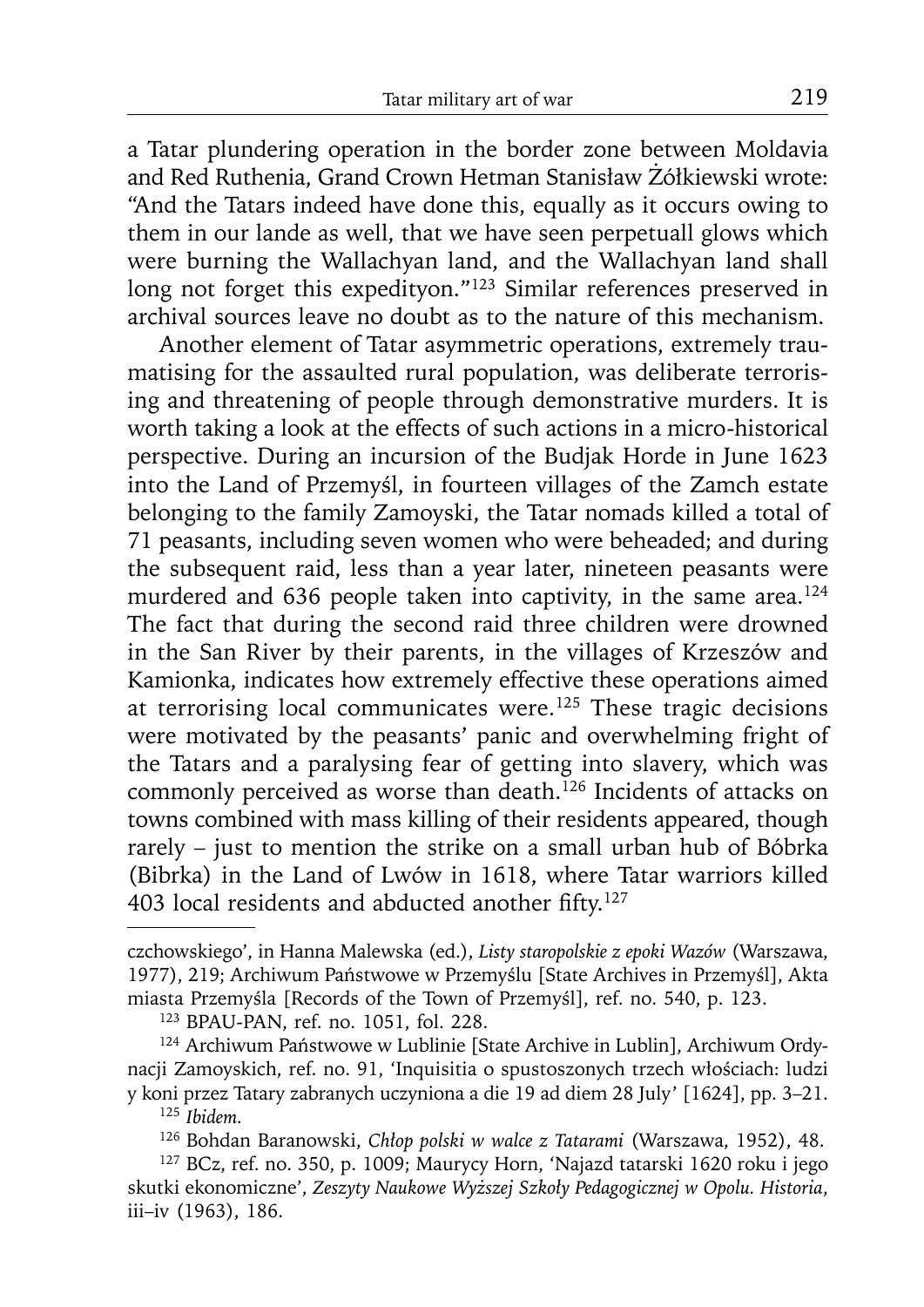a Tatar plundering operation in the border zone between Moldavia and Red Ruthenia, Grand Crown Hetman Stanisław Żółkiewski wrote: "And the Tatars indeed have done this, equally as it occurs owing to them in our lande as well, that we have seen perpetuall glows which were burning the Wallachyan land, and the Wallachyan land shall long not forget this expedityon."[123] Similar references preserved in archival sources leave no doubt as to the nature of this mechanism.

Another element of Tatar asymmetric operations, extremely traumatising for the assaulted rural population, was deliberate terrorising and threatening of people through demonstrative murders. It is worth taking a look at the effects of such actions in a micro-historical perspective. During an incursion of the Budjak Horde in June 1623 into the Land of Przemyśl, in fourteen villages of the Zamch estate belonging to the family Zamoyski, the Tatar nomads killed a total of 71 peasants, including seven women who were beheaded; and during the subsequent raid, less than a year later, nineteen peasants were murdered and 636 people taken into captivity, in the same area.[124] The fact that during the second raid three children were drowned in the San River by their parents, in the villages of Krzeszów and Kamionka, indicates how extremely effective these operations aimed at terrorising local communicates were.[125] These tragic decisions were motivated by the peasants' panic and overwhelming fright of the Tatars and a paralysing fear of getting into slavery, which was commonly perceived as worse than death.[126] Incidents of attacks on towns combined with mass killing of their residents appeared, though rarely – just to mention the strike on a small urban hub of Bóbrka (Bibrka) in the Land of Lwów in 1618, where Tatar warriors killed 403 local residents and abducted another fifty.[127]

---

czchowskiego', in Hanna Malewska (ed.), *Listy staropolskie z epoki Wazów* (Warszawa, 1977), 219; Archiwum Państwowe w Przemyślu [State Archives in Przemyśl], Akta miasta Przemyśla [Records of the Town of Przemyśl], ref. no. 540, p. 123.

[123] BPAU-PAN, ref. no. 1051, fol. 228.

[124] Archiwum Państwowe w Lublinie [State Archive in Lublin], Archiwum Ordynacji Zamoyskich, ref. no. 91, 'Inquisitia o spustoszonych trzech włościach: ludzi y koni przez Tatary zabranych uczyniona a die 19 ad diem 28 July' [1624], pp. 3–21.

[125] *Ibidem.*

[126] Bohdan Baranowski, *Chłop polski w walce z Tatarami* (Warszawa, 1952), 48.

[127] BCz, ref. no. 350, p. 1009; Maurycy Horn, 'Najazd tatarski 1620 roku i jego skutki ekonomiczne', *Zeszyty Naukowe Wyższej Szkoły Pedagogicznej w Opolu. Historia*, iii–iv (1963), 186.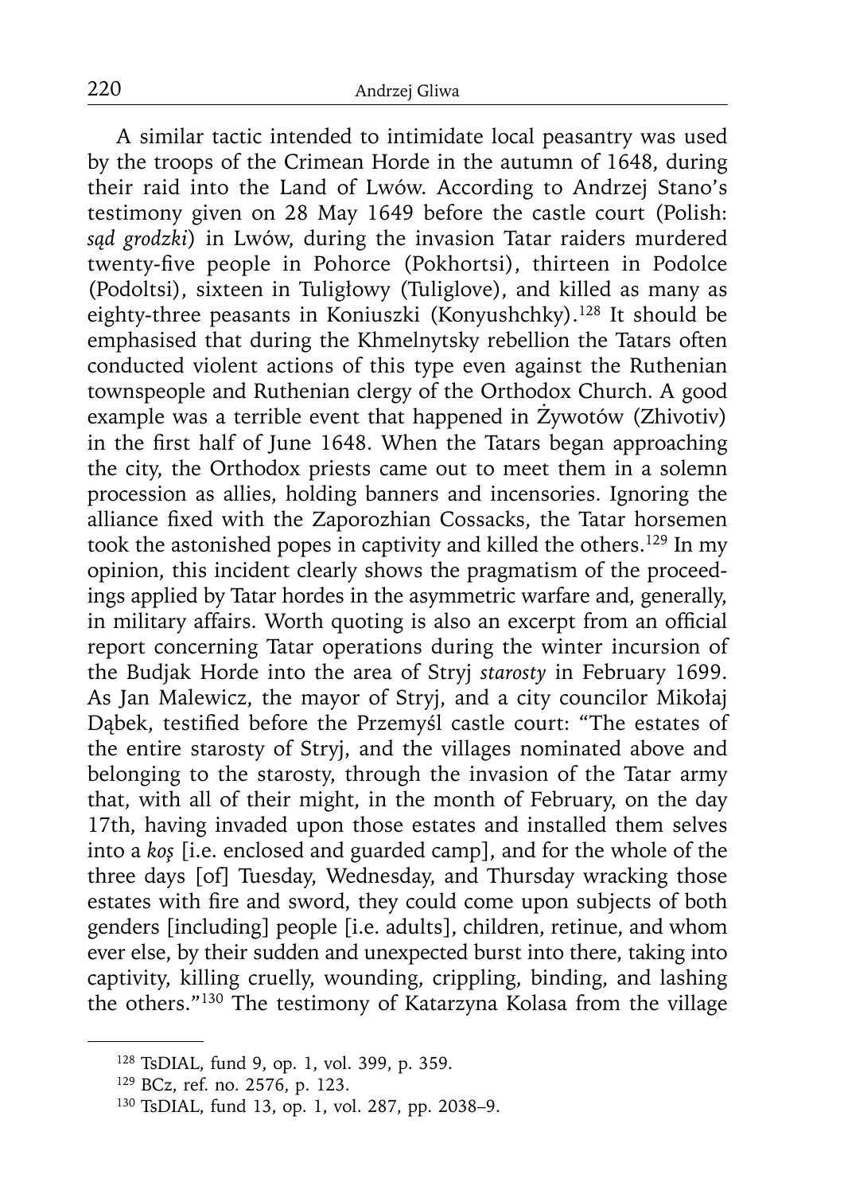A similar tactic intended to intimidate local peasantry was used by the troops of the Crimean Horde in the autumn of 1648, during their raid into the Land of Lwów. According to Andrzej Stano's testimony given on 28 May 1649 before the castle court (Polish: *sąd grodzki*) in Lwów, during the invasion Tatar raiders murdered twenty-five people in Pohorce (Pokhortsi), thirteen in Podolce (Podoltsi), sixteen in Tuligłowy (Tuliglove), and killed as many as eighty-three peasants in Koniuszki (Konyushchky).[128] It should be emphasised that during the Khmelnytsky rebellion the Tatars often conducted violent actions of this type even against the Ruthenian townspeople and Ruthenian clergy of the Orthodox Church. A good example was a terrible event that happened in Żywotów (Zhivotiv) in the first half of June 1648. When the Tatars began approaching the city, the Orthodox priests came out to meet them in a solemn procession as allies, holding banners and incensories. Ignoring the alliance fixed with the Zaporozhian Cossacks, the Tatar horsemen took the astonished popes in captivity and killed the others.[129] In my opinion, this incident clearly shows the pragmatism of the proceedings applied by Tatar hordes in the asymmetric warfare and, generally, in military affairs. Worth quoting is also an excerpt from an official report concerning Tatar operations during the winter incursion of the Budjak Horde into the area of Stryj *starosty* in February 1699. As Jan Malewicz, the mayor of Stryj, and a city councilor Mikołaj Dąbek, testified before the Przemyśl castle court: "The estates of the entire starosty of Stryj, and the villages nominated above and belonging to the starosty, through the invasion of the Tatar army that, with all of their might, in the month of February, on the day 17th, having invaded upon those estates and installed them selves into a *koş* [i.e. enclosed and guarded camp], and for the whole of the three days [of] Tuesday, Wednesday, and Thursday wracking those estates with fire and sword, they could come upon subjects of both genders [including] people [i.e. adults], children, retinue, and whom ever else, by their sudden and unexpected burst into there, taking into captivity, killing cruelly, wounding, crippling, binding, and lashing the others."[130] The testimony of Katarzyna Kolasa from the village

---

[128] TsDIAL, fund 9, op. 1, vol. 399, p. 359.

[129] BCz, ref. no. 2576, p. 123.

[130] TsDIAL, fund 13, op. 1, vol. 287, pp. 2038–9.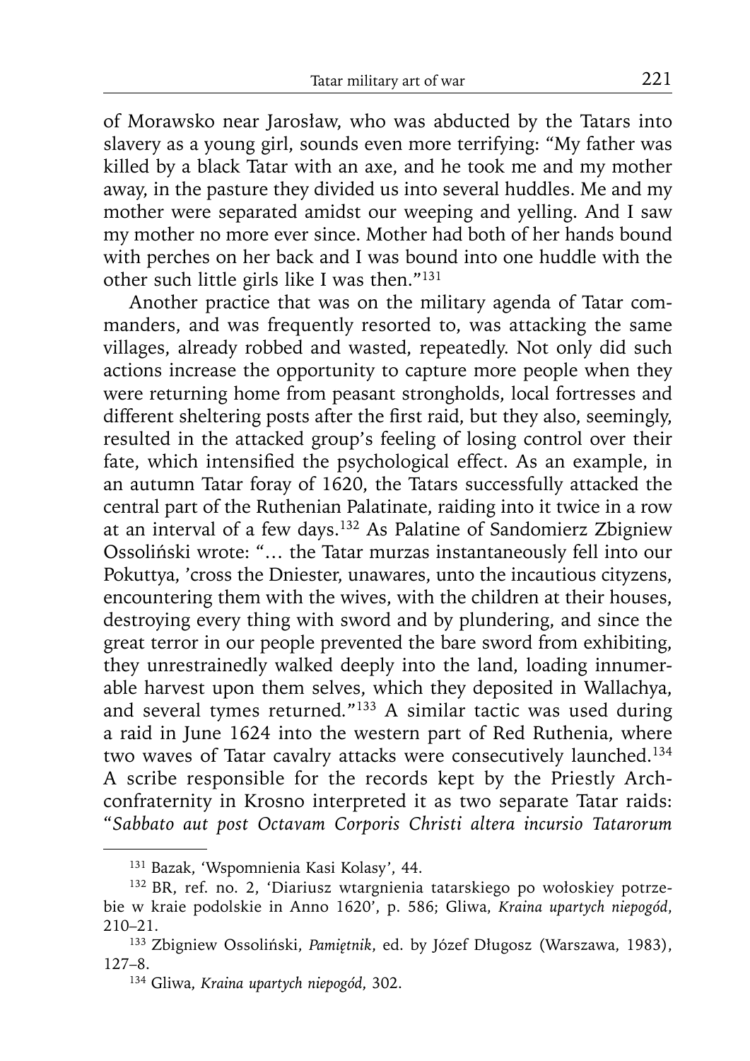of Morawsko near Jarosław, who was abducted by the Tatars into slavery as a young girl, sounds even more terrifying: "My father was killed by a black Tatar with an axe, and he took me and my mother away, in the pasture they divided us into several huddles. Me and my mother were separated amidst our weeping and yelling. And I saw my mother no more ever since. Mother had both of her hands bound with perches on her back and I was bound into one huddle with the other such little girls like I was then."[131]

Another practice that was on the military agenda of Tatar commanders, and was frequently resorted to, was attacking the same villages, already robbed and wasted, repeatedly. Not only did such actions increase the opportunity to capture more people when they were returning home from peasant strongholds, local fortresses and different sheltering posts after the first raid, but they also, seemingly, resulted in the attacked group's feeling of losing control over their fate, which intensified the psychological effect. As an example, in an autumn Tatar foray of 1620, the Tatars successfully attacked the central part of the Ruthenian Palatinate, raiding into it twice in a row at an interval of a few days.[132] As Palatine of Sandomierz Zbigniew Ossoliński wrote: "… the Tatar murzas instantaneously fell into our Pokuttya, 'cross the Dniester, unawares, unto the incautious cityzens, encountering them with the wives, with the children at their houses, destroying every thing with sword and by plundering, and since the great terror in our people prevented the bare sword from exhibiting, they unrestrainedly walked deeply into the land, loading innumerable harvest upon them selves, which they deposited in Wallachya, and several tymes returned."[133] A similar tactic was used during a raid in June 1624 into the western part of Red Ruthenia, where two waves of Tatar cavalry attacks were consecutively launched.[134] A scribe responsible for the records kept by the Priestly Archconfraternity in Krosno interpreted it as two separate Tatar raids: "*Sabbato aut post Octavam Corporis Christi altera incursio Tatarorum*

---

[131] Bazak, 'Wspomnienia Kasi Kolasy', 44.

[132] BR, ref. no. 2, 'Diariusz wtargnienia tatarskiego po wołoskiey potrzebie w kraie podolskie in Anno 1620', p. 586; Gliwa, *Kraina upartych niepogód*, 210–21.

[133] Zbigniew Ossoliński, *Pamiętnik*, ed. by Józef Długosz (Warszawa, 1983), 127–8.

[134] Gliwa, *Kraina upartych niepogód*, 302.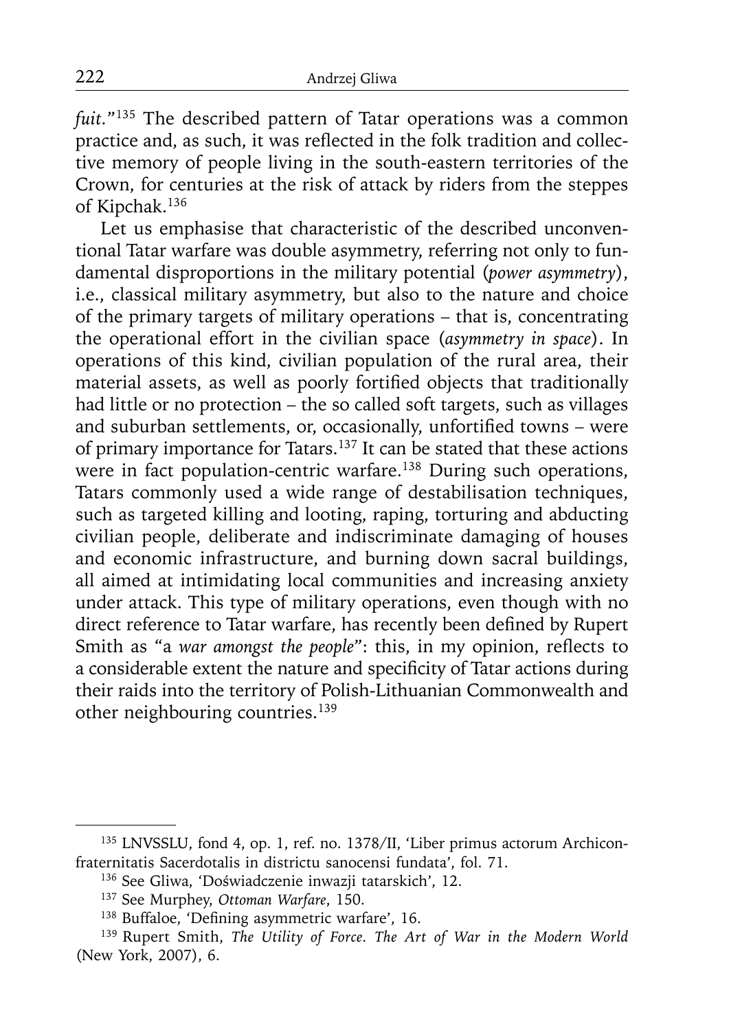*fuit*."[135] The described pattern of Tatar operations was a common practice and, as such, it was reflected in the folk tradition and collective memory of people living in the south-eastern territories of the Crown, for centuries at the risk of attack by riders from the steppes of Kipchak.[136]

Let us emphasise that characteristic of the described unconventional Tatar warfare was double asymmetry, referring not only to fundamental disproportions in the military potential (*power asymmetry*), i.e., classical military asymmetry, but also to the nature and choice of the primary targets of military operations – that is, concentrating the operational effort in the civilian space (*asymmetry in space*). In operations of this kind, civilian population of the rural area, their material assets, as well as poorly fortified objects that traditionally had little or no protection – the so called soft targets, such as villages and suburban settlements, or, occasionally, unfortified towns – were of primary importance for Tatars.[137] It can be stated that these actions were in fact population-centric warfare.[138] During such operations, Tatars commonly used a wide range of destabilisation techniques, such as targeted killing and looting, raping, torturing and abducting civilian people, deliberate and indiscriminate damaging of houses and economic infrastructure, and burning down sacral buildings, all aimed at intimidating local communities and increasing anxiety under attack. This type of military operations, even though with no direct reference to Tatar warfare, has recently been defined by Rupert Smith as "a *war amongst the people*": this, in my opinion, reflects to a considerable extent the nature and specificity of Tatar actions during their raids into the territory of Polish-Lithuanian Commonwealth and other neighbouring countries.[139]

---

[135] LNVSSLU, fond 4, op. 1, ref. no. 1378/II, 'Liber primus actorum Archiconfraternitatis Sacerdotalis in districtu sanocensi fundata', fol. 71.

[136] See Gliwa, 'Doświadczenie inwazji tatarskich', 12.

[137] See Murphey, *Ottoman Warfare*, 150.

[138] Buffaloe, 'Defining asymmetric warfare', 16.

[139] Rupert Smith, *The Utility of Force. The Art of War in the Modern World* (New York, 2007), 6.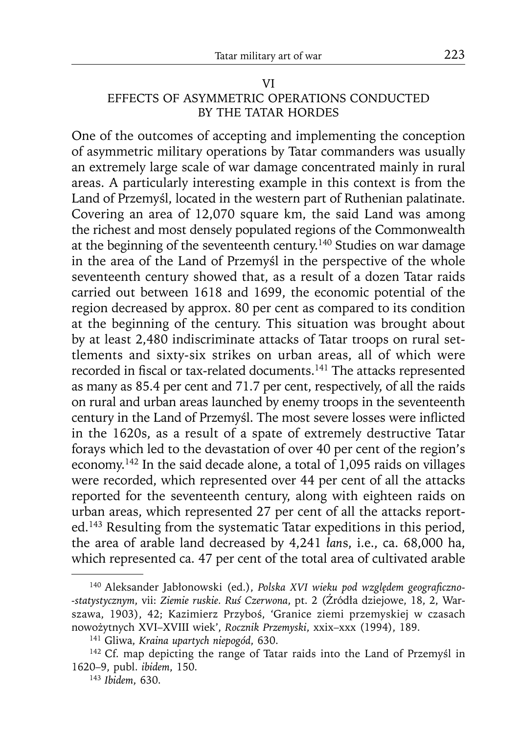## VI
## EFFECTS OF ASYMMETRIC OPERATIONS CONDUCTED BY THE TATAR HORDES

One of the outcomes of accepting and implementing the conception of asymmetric military operations by Tatar commanders was usually an extremely large scale of war damage concentrated mainly in rural areas. A particularly interesting example in this context is from the Land of Przemyśl, located in the western part of Ruthenian palatinate. Covering an area of 12,070 square km, the said Land was among the richest and most densely populated regions of the Commonwealth at the beginning of the seventeenth century.[140] Studies on war damage in the area of the Land of Przemyśl in the perspective of the whole seventeenth century showed that, as a result of a dozen Tatar raids carried out between 1618 and 1699, the economic potential of the region decreased by approx. 80 per cent as compared to its condition at the beginning of the century. This situation was brought about by at least 2,480 indiscriminate attacks of Tatar troops on rural settlements and sixty-six strikes on urban areas, all of which were recorded in fiscal or tax-related documents.[141] The attacks represented as many as 85.4 per cent and 71.7 per cent, respectively, of all the raids on rural and urban areas launched by enemy troops in the seventeenth century in the Land of Przemyśl. The most severe losses were inflicted in the 1620s, as a result of a spate of extremely destructive Tatar forays which led to the devastation of over 40 per cent of the region's economy.[142] In the said decade alone, a total of 1,095 raids on villages were recorded, which represented over 44 per cent of all the attacks reported for the seventeenth century, along with eighteen raids on urban areas, which represented 27 per cent of all the attacks reported.[143] Resulting from the systematic Tatar expeditions in this period, the area of arable land decreased by 4,241 *łan*s, i.e., ca. 68,000 ha, which represented ca. 47 per cent of the total area of cultivated arable

---

[140] Aleksander Jabłonowski (ed.), *Polska XVI wieku pod względem geograficzno--statystycznym*, vii: *Ziemie ruskie. Ruś Czerwona*, pt. 2 (Źródła dziejowe, 18, 2, Warszawa, 1903), 42; Kazimierz Przyboś, 'Granice ziemi przemyskiej w czasach nowożytnych XVI–XVIII wiek', *Rocznik Przemyski*, xxix–xxx (1994), 189.

[141] Gliwa, *Kraina upartych niepogód*, 630.

[142] Cf. map depicting the range of Tatar raids into the Land of Przemyśl in 1620–9, publ. *ibidem*, 150.

[143] *Ibidem*, 630.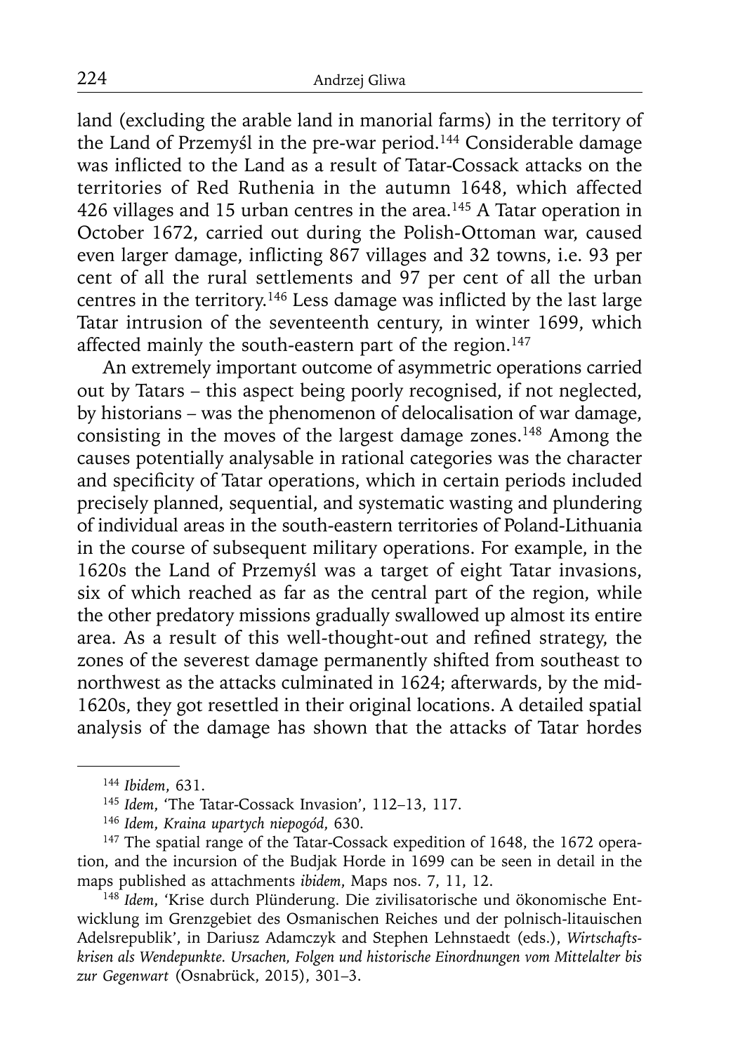land (excluding the arable land in manorial farms) in the territory of the Land of Przemyśl in the pre-war period.[144] Considerable damage was inflicted to the Land as a result of Tatar-Cossack attacks on the territories of Red Ruthenia in the autumn 1648, which affected 426 villages and 15 urban centres in the area.[145] A Tatar operation in October 1672, carried out during the Polish-Ottoman war, caused even larger damage, inflicting 867 villages and 32 towns, i.e. 93 per cent of all the rural settlements and 97 per cent of all the urban centres in the territory.[146] Less damage was inflicted by the last large Tatar intrusion of the seventeenth century, in winter 1699, which affected mainly the south-eastern part of the region.[147]

An extremely important outcome of asymmetric operations carried out by Tatars – this aspect being poorly recognised, if not neglected, by historians – was the phenomenon of delocalisation of war damage, consisting in the moves of the largest damage zones.[148] Among the causes potentially analysable in rational categories was the character and specificity of Tatar operations, which in certain periods included precisely planned, sequential, and systematic wasting and plundering of individual areas in the south-eastern territories of Poland-Lithuania in the course of subsequent military operations. For example, in the 1620s the Land of Przemyśl was a target of eight Tatar invasions, six of which reached as far as the central part of the region, while the other predatory missions gradually swallowed up almost its entire area. As a result of this well-thought-out and refined strategy, the zones of the severest damage permanently shifted from southeast to northwest as the attacks culminated in 1624; afterwards, by the mid-1620s, they got resettled in their original locations. A detailed spatial analysis of the damage has shown that the attacks of Tatar hordes

---

[144] *Ibidem*, 631.

[145] *Idem*, 'The Tatar-Cossack Invasion', 112–13, 117.

[146] *Idem*, *Kraina upartych niepogód*, 630.

[147] The spatial range of the Tatar-Cossack expedition of 1648, the 1672 operation, and the incursion of the Budjak Horde in 1699 can be seen in detail in the maps published as attachments *ibidem*, Maps nos. 7, 11, 12.

[148] *Idem*, 'Krise durch Plünderung. Die zivilisatorische und ökonomische Entwicklung im Grenzgebiet des Osmanischen Reiches und der polnisch-litauischen Adelsrepublik', in Dariusz Adamczyk and Stephen Lehnstaedt (eds.), *Wirtschaftskrisen als Wendepunkte. Ursachen, Folgen und historische Einordnungen vom Mittelalter bis zur Gegenwart* (Osnabrück, 2015), 301–3.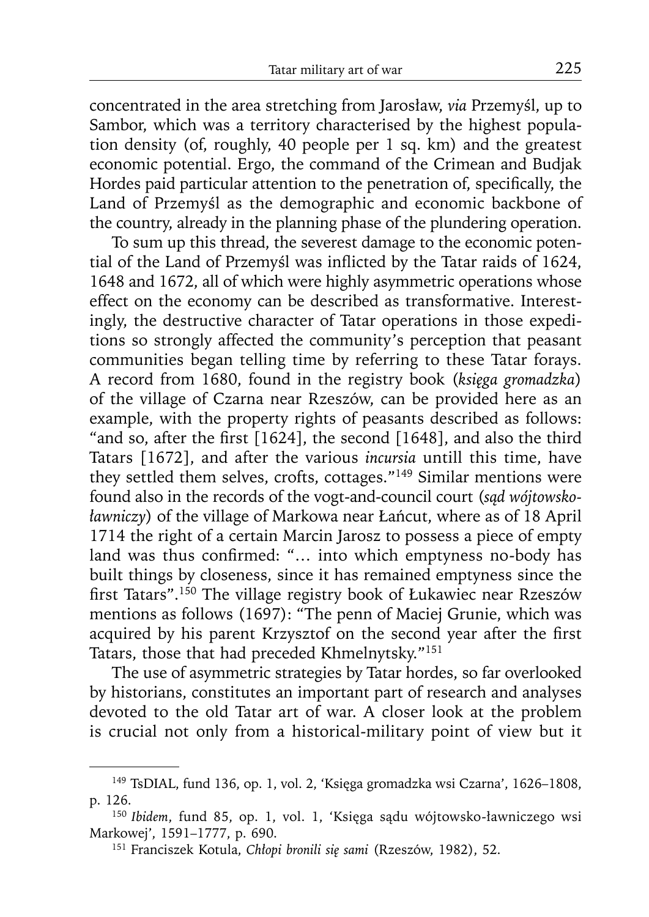concentrated in the area stretching from Jarosław, *via* Przemyśl, up to Sambor, which was a territory characterised by the highest population density (of, roughly, 40 people per 1 sq. km) and the greatest economic potential. Ergo, the command of the Crimean and Budjak Hordes paid particular attention to the penetration of, specifically, the Land of Przemyśl as the demographic and economic backbone of the country, already in the planning phase of the plundering operation.

To sum up this thread, the severest damage to the economic potential of the Land of Przemyśl was inflicted by the Tatar raids of 1624, 1648 and 1672, all of which were highly asymmetric operations whose effect on the economy can be described as transformative. Interestingly, the destructive character of Tatar operations in those expeditions so strongly affected the community's perception that peasant communities began telling time by referring to these Tatar forays. A record from 1680, found in the registry book (*księga gromadzka*) of the village of Czarna near Rzeszów, can be provided here as an example, with the property rights of peasants described as follows: "and so, after the first [1624], the second [1648], and also the third Tatars [1672], and after the various *incursia* untill this time, have they settled them selves, crofts, cottages."[149] Similar mentions were found also in the records of the vogt-and-council court (*sąd wójtowsko-ławniczy*) of the village of Markowa near Łańcut, where as of 18 April 1714 the right of a certain Marcin Jarosz to possess a piece of empty land was thus confirmed: "… into which emptyness no-body has built things by closeness, since it has remained emptyness since the first Tatars".[150] The village registry book of Łukawiec near Rzeszów mentions as follows (1697): "The penn of Maciej Grunie, which was acquired by his parent Krzysztof on the second year after the first Tatars, those that had preceded Khmelnytsky."[151]

The use of asymmetric strategies by Tatar hordes, so far overlooked by historians, constitutes an important part of research and analyses devoted to the old Tatar art of war. A closer look at the problem is crucial not only from a historical-military point of view but it

---

[149] TsDIAL, fund 136, op. 1, vol. 2, 'Księga gromadzka wsi Czarna', 1626–1808, p. 126.

[150] *Ibidem*, fund 85, op. 1, vol. 1, 'Księga sądu wójtowsko-ławniczego wsi Markowej', 1591–1777, p. 690.

[151] Franciszek Kotula, *Chłopi bronili się sami* (Rzeszów, 1982), 52.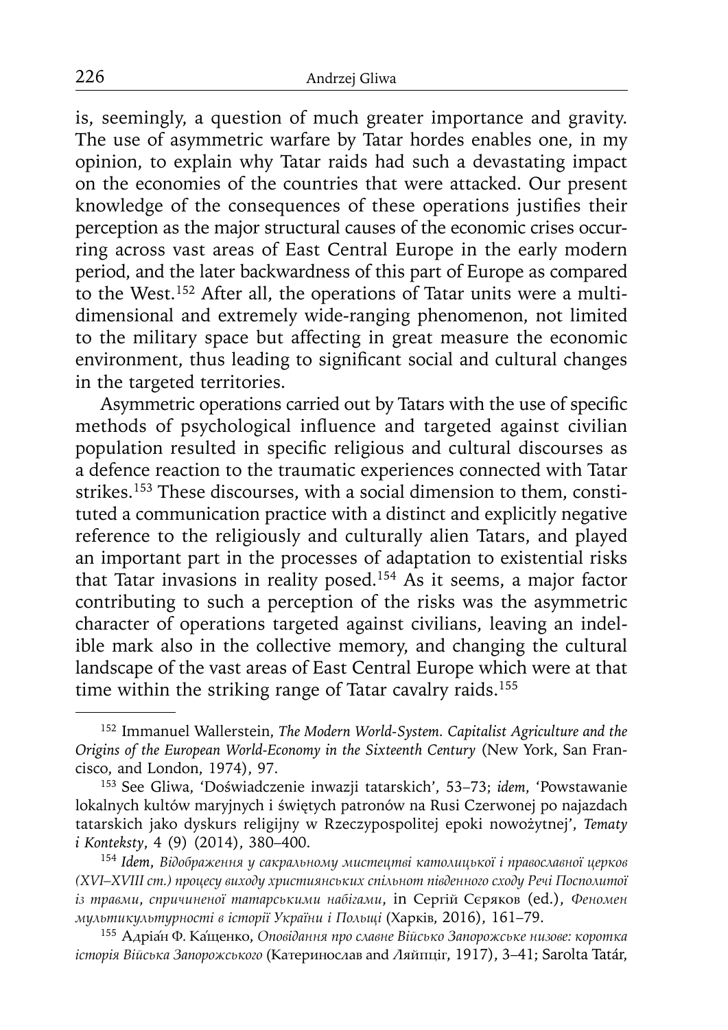is, seemingly, a question of much greater importance and gravity. The use of asymmetric warfare by Tatar hordes enables one, in my opinion, to explain why Tatar raids had such a devastating impact on the economies of the countries that were attacked. Our present knowledge of the consequences of these operations justifies their perception as the major structural causes of the economic crises occurring across vast areas of East Central Europe in the early modern period, and the later backwardness of this part of Europe as compared to the West.[152] After all, the operations of Tatar units were a multidimensional and extremely wide-ranging phenomenon, not limited to the military space but affecting in great measure the economic environment, thus leading to significant social and cultural changes in the targeted territories.

Asymmetric operations carried out by Tatars with the use of specific methods of psychological influence and targeted against civilian population resulted in specific religious and cultural discourses as a defence reaction to the traumatic experiences connected with Tatar strikes.[153] These discourses, with a social dimension to them, constituted a communication practice with a distinct and explicitly negative reference to the religiously and culturally alien Tatars, and played an important part in the processes of adaptation to existential risks that Tatar invasions in reality posed.[154] As it seems, a major factor contributing to such a perception of the risks was the asymmetric character of operations targeted against civilians, leaving an indelible mark also in the collective memory, and changing the cultural landscape of the vast areas of East Central Europe which were at that time within the striking range of Tatar cavalry raids.[155]

---

[152] Immanuel Wallerstein, *The Modern World-System. Capitalist Agriculture and the Origins of the European World-Economy in the Sixteenth Century* (New York, San Francisco, and London, 1974), 97.

[153] See Gliwa, 'Doświadczenie inwazji tatarskich', 53–73; *idem*, 'Powstawanie lokalnych kultów maryjnych i świętych patronów na Rusi Czerwonej po najazdach tatarskich jako dyskurs religijny w Rzeczypospolitej epoki nowożytnej', *Tematy i Konteksty*, 4 (9) (2014), 380–400.

[154] *Idem*, *Відображення у сакральному мистецтві католицької і православної церков (XVI–XVIII ст.) процесу виходу християнських спільнот південного сходу Речі Посполитої із травми, спричиненої татарськими набігами*, in Сергій Сєряков (ed.), *Феномен мультикультурності в історії України і Польщі* (Харків, 2016), 161–79.

[155] Адріа́н Ф. Ка́щенко, *Оповідання про славне Військо Запорожське низове: коротка історія Війська Запорожського* (Катеринослав and Ляйпціг, 1917), 3–41; Sarolta Tatár,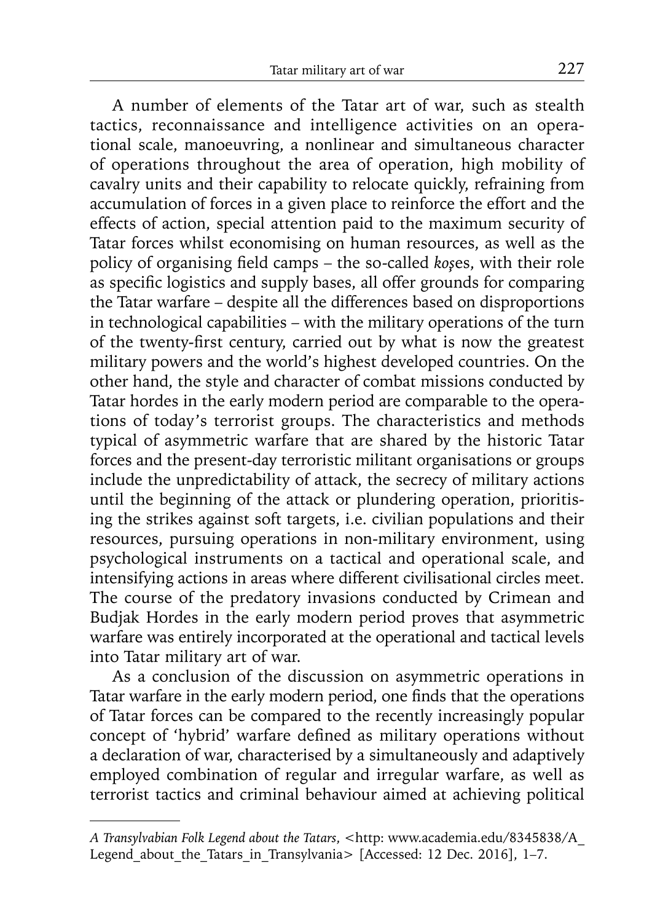A number of elements of the Tatar art of war, such as stealth tactics, reconnaissance and intelligence activities on an operational scale, manoeuvring, a nonlinear and simultaneous character of operations throughout the area of operation, high mobility of cavalry units and their capability to relocate quickly, refraining from accumulation of forces in a given place to reinforce the effort and the effects of action, special attention paid to the maximum security of Tatar forces whilst economising on human resources, as well as the policy of organising field camps – the so-called *koş*es, with their role as specific logistics and supply bases, all offer grounds for comparing the Tatar warfare – despite all the differences based on disproportions in technological capabilities – with the military operations of the turn of the twenty-first century, carried out by what is now the greatest military powers and the world's highest developed countries. On the other hand, the style and character of combat missions conducted by Tatar hordes in the early modern period are comparable to the operations of today's terrorist groups. The characteristics and methods typical of asymmetric warfare that are shared by the historic Tatar forces and the present-day terroristic militant organisations or groups include the unpredictability of attack, the secrecy of military actions until the beginning of the attack or plundering operation, prioritising the strikes against soft targets, i.e. civilian populations and their resources, pursuing operations in non-military environment, using psychological instruments on a tactical and operational scale, and intensifying actions in areas where different civilisational circles meet. The course of the predatory invasions conducted by Crimean and Budjak Hordes in the early modern period proves that asymmetric warfare was entirely incorporated at the operational and tactical levels into Tatar military art of war.

As a conclusion of the discussion on asymmetric operations in Tatar warfare in the early modern period, one finds that the operations of Tatar forces can be compared to the recently increasingly popular concept of 'hybrid' warfare defined as military operations without a declaration of war, characterised by a simultaneously and adaptively employed combination of regular and irregular warfare, as well as terrorist tactics and criminal behaviour aimed at achieving political

---

*A Transylvabian Folk Legend about the Tatars*, <http: www.academia.edu/8345838/A_Legend_about_the_Tatars_in_Transylvania> [Accessed: 12 Dec. 2016], 1–7.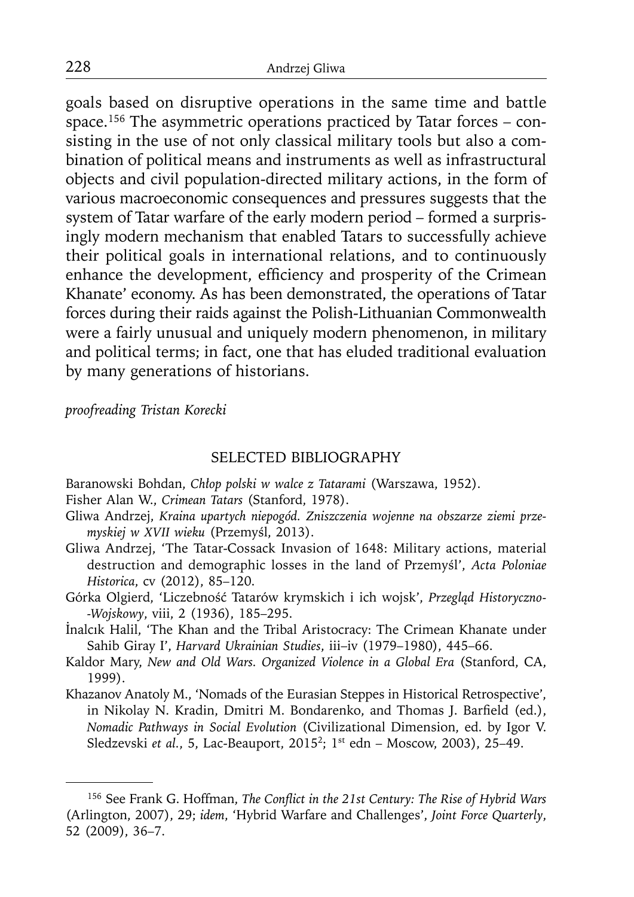goals based on disruptive operations in the same time and battle space.[156] The asymmetric operations practiced by Tatar forces – consisting in the use of not only classical military tools but also a combination of political means and instruments as well as infrastructural objects and civil population-directed military actions, in the form of various macroeconomic consequences and pressures suggests that the system of Tatar warfare of the early modern period – formed a surprisingly modern mechanism that enabled Tatars to successfully achieve their political goals in international relations, and to continuously enhance the development, efficiency and prosperity of the Crimean Khanate' economy. As has been demonstrated, the operations of Tatar forces during their raids against the Polish-Lithuanian Commonwealth were a fairly unusual and uniquely modern phenomenon, in military and political terms; in fact, one that has eluded traditional evaluation by many generations of historians.

*proofreading Tristan Korecki*

## SELECTED BIBLIOGRAPHY

Baranowski Bohdan, *Chłop polski w walce z Tatarami* (Warszawa, 1952).

Fisher Alan W., *Crimean Tatars* (Stanford, 1978).

Gliwa Andrzej, *Kraina upartych niepogód. Zniszczenia wojenne na obszarze ziemi przemyskiej w XVII wieku* (Przemyśl, 2013).

Gliwa Andrzej, 'The Tatar-Cossack Invasion of 1648: Military actions, material destruction and demographic losses in the land of Przemyśl', *Acta Poloniae Historica*, cv (2012), 85–120.

Górka Olgierd, 'Liczebność Tatarów krymskich i ich wojsk', *Przegląd Historyczno-Wojskowy*, viii, 2 (1936), 185–295.

İnalcık Halil, 'The Khan and the Tribal Aristocracy: The Crimean Khanate under Sahib Giray I', *Harvard Ukrainian Studies*, iii–iv (1979–1980), 445–66.

Kaldor Mary, *New and Old Wars. Organized Violence in a Global Era* (Stanford, CA, 1999).

Khazanov Anatoly M., 'Nomads of the Eurasian Steppes in Historical Retrospective', in Nikolay N. Kradin, Dmitri M. Bondarenko, and Thomas J. Barfield (ed.), *Nomadic Pathways in Social Evolution* (Civilizational Dimension, ed. by Igor V. Sledzevski *et al.*, 5, Lac-Beauport, 2015²; 1st edn – Moscow, 2003), 25–49.

---

[156] See Frank G. Hoffman, *The Conflict in the 21st Century: The Rise of Hybrid Wars* (Arlington, 2007), 29; *idem*, 'Hybrid Warfare and Challenges', *Joint Force Quarterly*, 52 (2009), 36–7.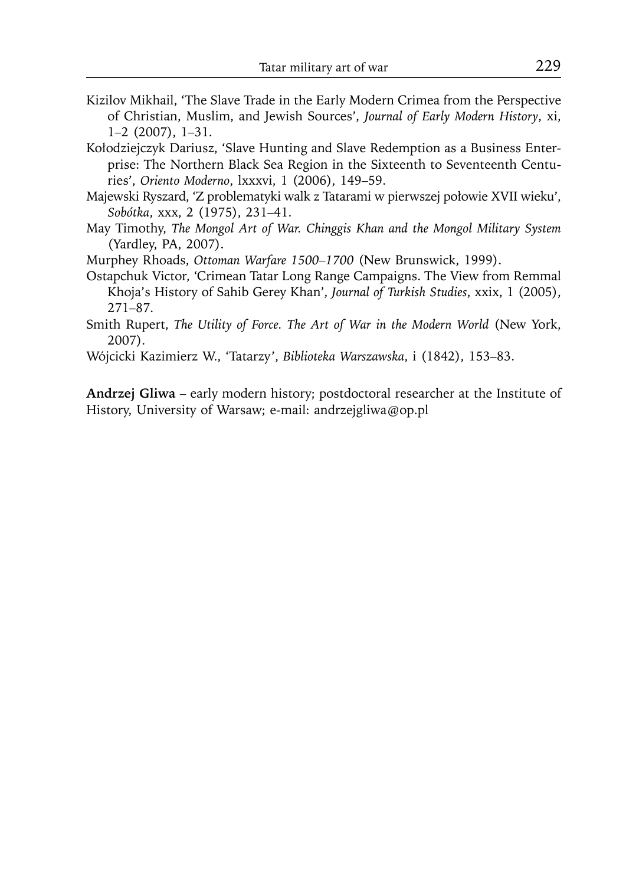Kizilov Mikhail, 'The Slave Trade in the Early Modern Crimea from the Perspective of Christian, Muslim, and Jewish Sources', *Journal of Early Modern History*, xi, 1–2 (2007), 1–31.

Kołodziejczyk Dariusz, 'Slave Hunting and Slave Redemption as a Business Enterprise: The Northern Black Sea Region in the Sixteenth to Seventeenth Centuries', *Oriento Moderno*, lxxxvi, 1 (2006), 149–59.

Majewski Ryszard, 'Z problematyki walk z Tatarami w pierwszej połowie XVII wieku', *Sobótka*, xxx, 2 (1975), 231–41.

May Timothy, *The Mongol Art of War. Chinggis Khan and the Mongol Military System* (Yardley, PA, 2007).

Murphey Rhoads, *Ottoman Warfare 1500–1700* (New Brunswick, 1999).

Ostapchuk Victor, 'Crimean Tatar Long Range Campaigns. The View from Remmal Khoja's History of Sahib Gerey Khan', *Journal of Turkish Studies*, xxix, 1 (2005), 271–87.

Smith Rupert, *The Utility of Force. The Art of War in the Modern World* (New York, 2007).

Wójcicki Kazimierz W., 'Tatarzy', *Biblioteka Warszawska*, i (1842), 153–83.

**Andrzej Gliwa** – early modern history; postdoctoral researcher at the Institute of History, University of Warsaw; e-mail: andrzejgliwa@op.pl